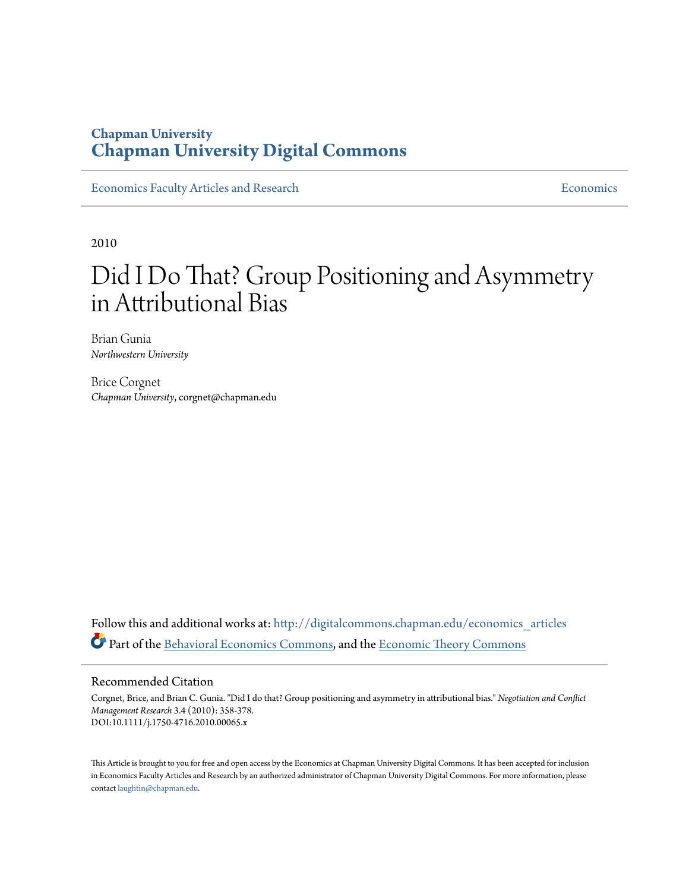Chapman University
# Chapman University Digital Commons

Economics Faculty Articles and Research | Economics

2010

# Did I Do That? Group Positioning and Asymmetry in Attributional Bias

Brian Gunia
*Northwestern University*

Brice Corgnet
*Chapman University*, corgnet@chapman.edu

Follow this and additional works at: http://digitalcommons.chapman.edu/economics_articles

Part of the Behavioral Economics Commons, and the Economic Theory Commons

## Recommended Citation

Corgnet, Brice, and Brian C. Gunia. "Did I do that? Group positioning and asymmetry in attributional bias." *Negotiation and Conflict Management Research* 3.4 (2010): 358-378.
DOI:10.1111/j.1750-4716.2010.00065.x

This Article is brought to you for free and open access by the Economics at Chapman University Digital Commons. It has been accepted for inclusion in Economics Faculty Articles and Research by an authorized administrator of Chapman University Digital Commons. For more information, please contact laughtin@chapman.edu.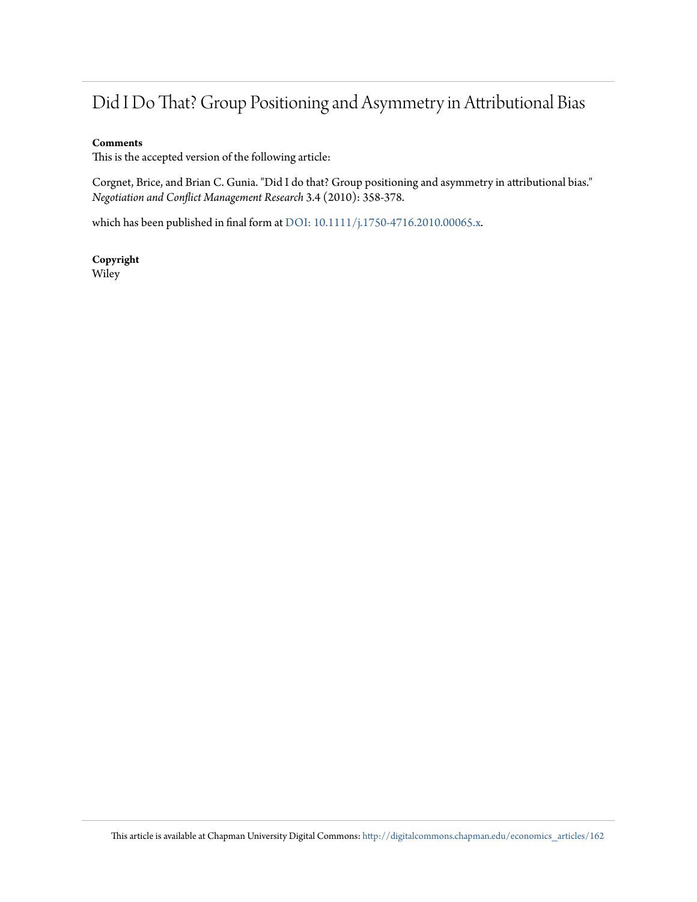# Did I Do That? Group Positioning and Asymmetry in Attributional Bias

**Comments**

This is the accepted version of the following article:

Corgnet, Brice, and Brian C. Gunia. "Did I do that? Group positioning and asymmetry in attributional bias." *Negotiation and Conflict Management Research* 3.4 (2010): 358-378.

which has been published in final form at DOI: 10.1111/j.1750-4716.2010.00065.x.

**Copyright**

Wiley

This article is available at Chapman University Digital Commons: http://digitalcommons.chapman.edu/economics_articles/162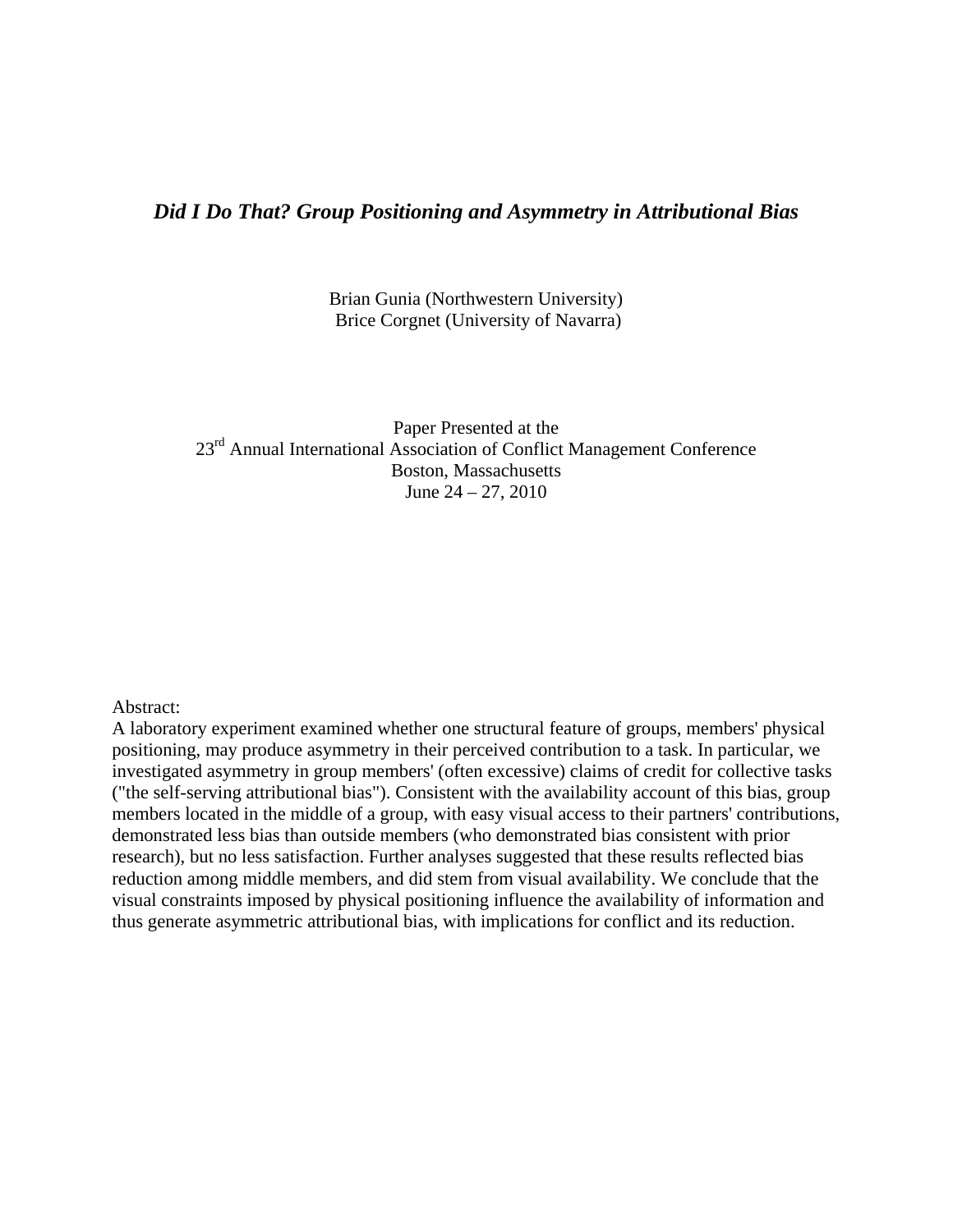# *Did I Do That? Group Positioning and Asymmetry in Attributional Bias*

Brian Gunia (Northwestern University)
Brice Corgnet (University of Navarra)

Paper Presented at the
23rd Annual International Association of Conflict Management Conference
Boston, Massachusetts
June 24 – 27, 2010

Abstract:

A laboratory experiment examined whether one structural feature of groups, members' physical positioning, may produce asymmetry in their perceived contribution to a task. In particular, we investigated asymmetry in group members' (often excessive) claims of credit for collective tasks ("the self-serving attributional bias"). Consistent with the availability account of this bias, group members located in the middle of a group, with easy visual access to their partners' contributions, demonstrated less bias than outside members (who demonstrated bias consistent with prior research), but no less satisfaction. Further analyses suggested that these results reflected bias reduction among middle members, and did stem from visual availability. We conclude that the visual constraints imposed by physical positioning influence the availability of information and thus generate asymmetric attributional bias, with implications for conflict and its reduction.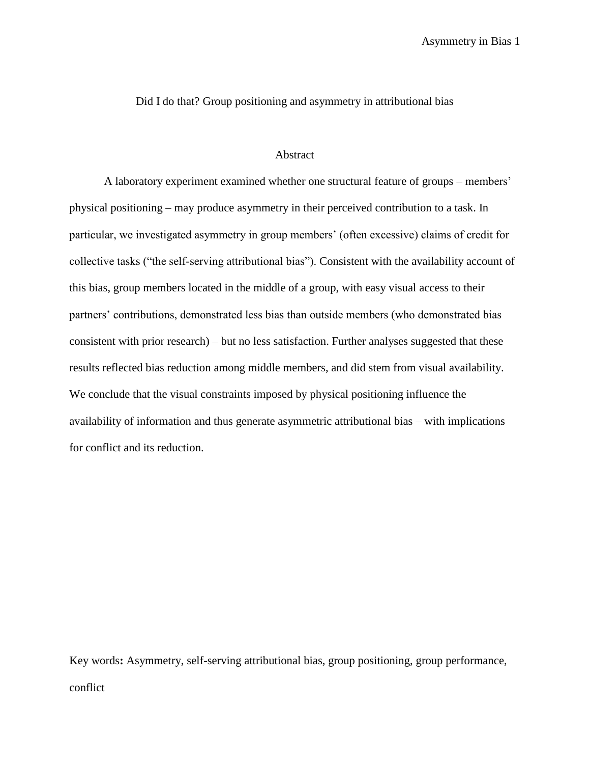Did I do that? Group positioning and asymmetry in attributional bias

## Abstract

A laboratory experiment examined whether one structural feature of groups – members' physical positioning – may produce asymmetry in their perceived contribution to a task. In particular, we investigated asymmetry in group members' (often excessive) claims of credit for collective tasks ("the self-serving attributional bias"). Consistent with the availability account of this bias, group members located in the middle of a group, with easy visual access to their partners' contributions, demonstrated less bias than outside members (who demonstrated bias consistent with prior research) – but no less satisfaction. Further analyses suggested that these results reflected bias reduction among middle members, and did stem from visual availability. We conclude that the visual constraints imposed by physical positioning influence the availability of information and thus generate asymmetric attributional bias – with implications for conflict and its reduction.

Key words**:** Asymmetry, self-serving attributional bias, group positioning, group performance, conflict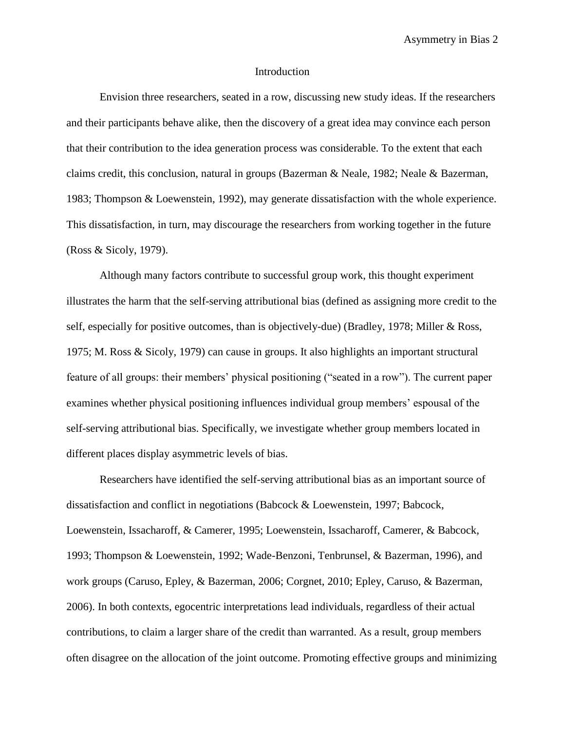# Introduction

Envision three researchers, seated in a row, discussing new study ideas. If the researchers and their participants behave alike, then the discovery of a great idea may convince each person that their contribution to the idea generation process was considerable. To the extent that each claims credit, this conclusion, natural in groups (Bazerman & Neale, 1982; Neale & Bazerman, 1983; Thompson & Loewenstein, 1992), may generate dissatisfaction with the whole experience. This dissatisfaction, in turn, may discourage the researchers from working together in the future (Ross & Sicoly, 1979).

Although many factors contribute to successful group work, this thought experiment illustrates the harm that the self-serving attributional bias (defined as assigning more credit to the self, especially for positive outcomes, than is objectively-due) (Bradley, 1978; Miller & Ross, 1975; M. Ross & Sicoly, 1979) can cause in groups. It also highlights an important structural feature of all groups: their members' physical positioning ("seated in a row"). The current paper examines whether physical positioning influences individual group members' espousal of the self-serving attributional bias. Specifically, we investigate whether group members located in different places display asymmetric levels of bias.

Researchers have identified the self-serving attributional bias as an important source of dissatisfaction and conflict in negotiations (Babcock & Loewenstein, 1997; Babcock, Loewenstein, Issacharoff, & Camerer, 1995; Loewenstein, Issacharoff, Camerer, & Babcock, 1993; Thompson & Loewenstein, 1992; Wade-Benzoni, Tenbrunsel, & Bazerman, 1996), and work groups (Caruso, Epley, & Bazerman, 2006; Corgnet, 2010; Epley, Caruso, & Bazerman, 2006). In both contexts, egocentric interpretations lead individuals, regardless of their actual contributions, to claim a larger share of the credit than warranted. As a result, group members often disagree on the allocation of the joint outcome. Promoting effective groups and minimizing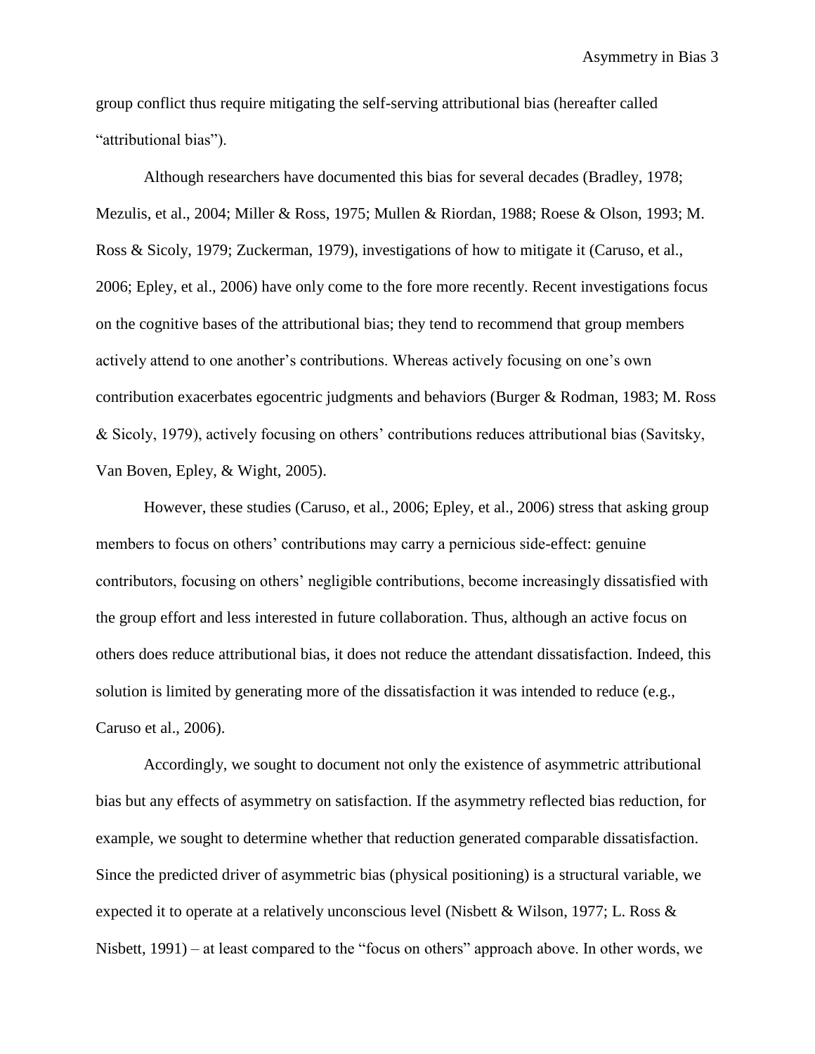group conflict thus require mitigating the self-serving attributional bias (hereafter called "attributional bias").

Although researchers have documented this bias for several decades (Bradley, 1978; Mezulis, et al., 2004; Miller & Ross, 1975; Mullen & Riordan, 1988; Roese & Olson, 1993; M. Ross & Sicoly, 1979; Zuckerman, 1979), investigations of how to mitigate it (Caruso, et al., 2006; Epley, et al., 2006) have only come to the fore more recently. Recent investigations focus on the cognitive bases of the attributional bias; they tend to recommend that group members actively attend to one another's contributions. Whereas actively focusing on one's own contribution exacerbates egocentric judgments and behaviors (Burger & Rodman, 1983; M. Ross & Sicoly, 1979), actively focusing on others' contributions reduces attributional bias (Savitsky, Van Boven, Epley, & Wight, 2005).

However, these studies (Caruso, et al., 2006; Epley, et al., 2006) stress that asking group members to focus on others' contributions may carry a pernicious side-effect: genuine contributors, focusing on others' negligible contributions, become increasingly dissatisfied with the group effort and less interested in future collaboration. Thus, although an active focus on others does reduce attributional bias, it does not reduce the attendant dissatisfaction. Indeed, this solution is limited by generating more of the dissatisfaction it was intended to reduce (e.g., Caruso et al., 2006).

Accordingly, we sought to document not only the existence of asymmetric attributional bias but any effects of asymmetry on satisfaction. If the asymmetry reflected bias reduction, for example, we sought to determine whether that reduction generated comparable dissatisfaction. Since the predicted driver of asymmetric bias (physical positioning) is a structural variable, we expected it to operate at a relatively unconscious level (Nisbett & Wilson, 1977; L. Ross & Nisbett, 1991) – at least compared to the "focus on others" approach above. In other words, we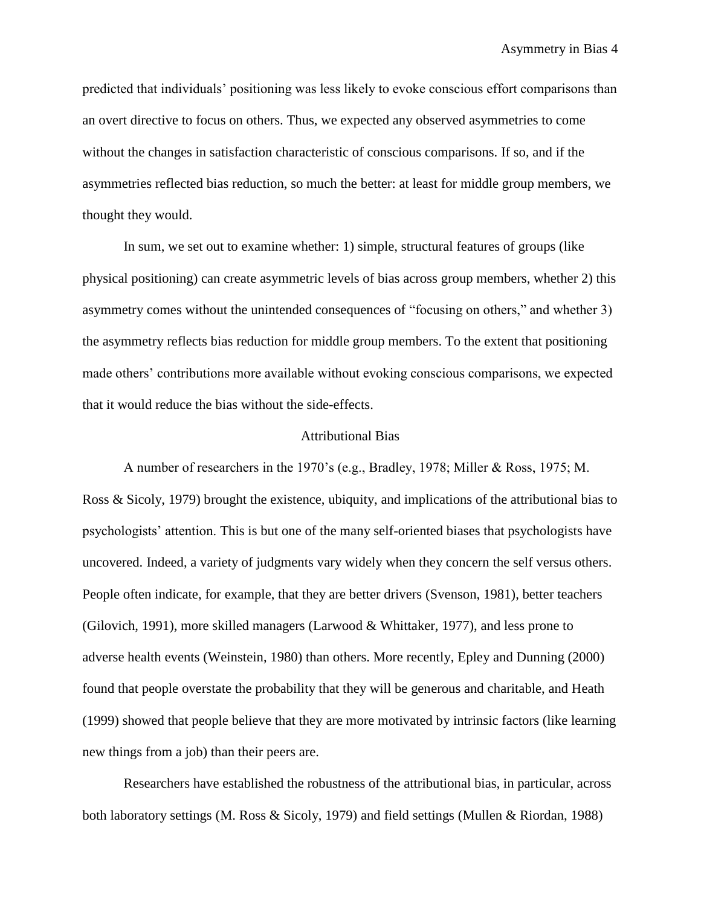predicted that individuals' positioning was less likely to evoke conscious effort comparisons than an overt directive to focus on others. Thus, we expected any observed asymmetries to come without the changes in satisfaction characteristic of conscious comparisons. If so, and if the asymmetries reflected bias reduction, so much the better: at least for middle group members, we thought they would.

In sum, we set out to examine whether: 1) simple, structural features of groups (like physical positioning) can create asymmetric levels of bias across group members, whether 2) this asymmetry comes without the unintended consequences of "focusing on others," and whether 3) the asymmetry reflects bias reduction for middle group members. To the extent that positioning made others' contributions more available without evoking conscious comparisons, we expected that it would reduce the bias without the side-effects.

## Attributional Bias

A number of researchers in the 1970's (e.g., Bradley, 1978; Miller & Ross, 1975; M. Ross & Sicoly, 1979) brought the existence, ubiquity, and implications of the attributional bias to psychologists' attention. This is but one of the many self-oriented biases that psychologists have uncovered. Indeed, a variety of judgments vary widely when they concern the self versus others. People often indicate, for example, that they are better drivers (Svenson, 1981), better teachers (Gilovich, 1991), more skilled managers (Larwood & Whittaker, 1977), and less prone to adverse health events (Weinstein, 1980) than others. More recently, Epley and Dunning (2000) found that people overstate the probability that they will be generous and charitable, and Heath (1999) showed that people believe that they are more motivated by intrinsic factors (like learning new things from a job) than their peers are.

Researchers have established the robustness of the attributional bias, in particular, across both laboratory settings (M. Ross & Sicoly, 1979) and field settings (Mullen & Riordan, 1988)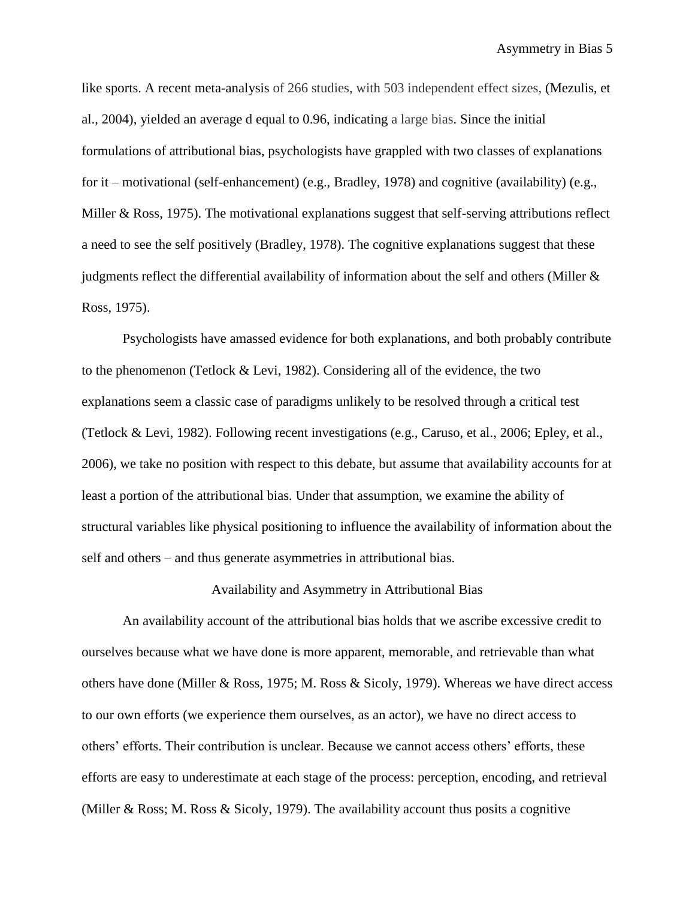like sports. A recent meta-analysis of 266 studies, with 503 independent effect sizes, (Mezulis, et al., 2004), yielded an average d equal to 0.96, indicating a large bias. Since the initial formulations of attributional bias, psychologists have grappled with two classes of explanations for it – motivational (self-enhancement) (e.g., Bradley, 1978) and cognitive (availability) (e.g., Miller & Ross, 1975). The motivational explanations suggest that self-serving attributions reflect a need to see the self positively (Bradley, 1978). The cognitive explanations suggest that these judgments reflect the differential availability of information about the self and others (Miller & Ross, 1975).

Psychologists have amassed evidence for both explanations, and both probably contribute to the phenomenon (Tetlock & Levi, 1982). Considering all of the evidence, the two explanations seem a classic case of paradigms unlikely to be resolved through a critical test (Tetlock & Levi, 1982). Following recent investigations (e.g., Caruso, et al., 2006; Epley, et al., 2006), we take no position with respect to this debate, but assume that availability accounts for at least a portion of the attributional bias. Under that assumption, we examine the ability of structural variables like physical positioning to influence the availability of information about the self and others – and thus generate asymmetries in attributional bias.

## Availability and Asymmetry in Attributional Bias

An availability account of the attributional bias holds that we ascribe excessive credit to ourselves because what we have done is more apparent, memorable, and retrievable than what others have done (Miller & Ross, 1975; M. Ross & Sicoly, 1979). Whereas we have direct access to our own efforts (we experience them ourselves, as an actor), we have no direct access to others' efforts. Their contribution is unclear. Because we cannot access others' efforts, these efforts are easy to underestimate at each stage of the process: perception, encoding, and retrieval (Miller & Ross; M. Ross & Sicoly, 1979). The availability account thus posits a cognitive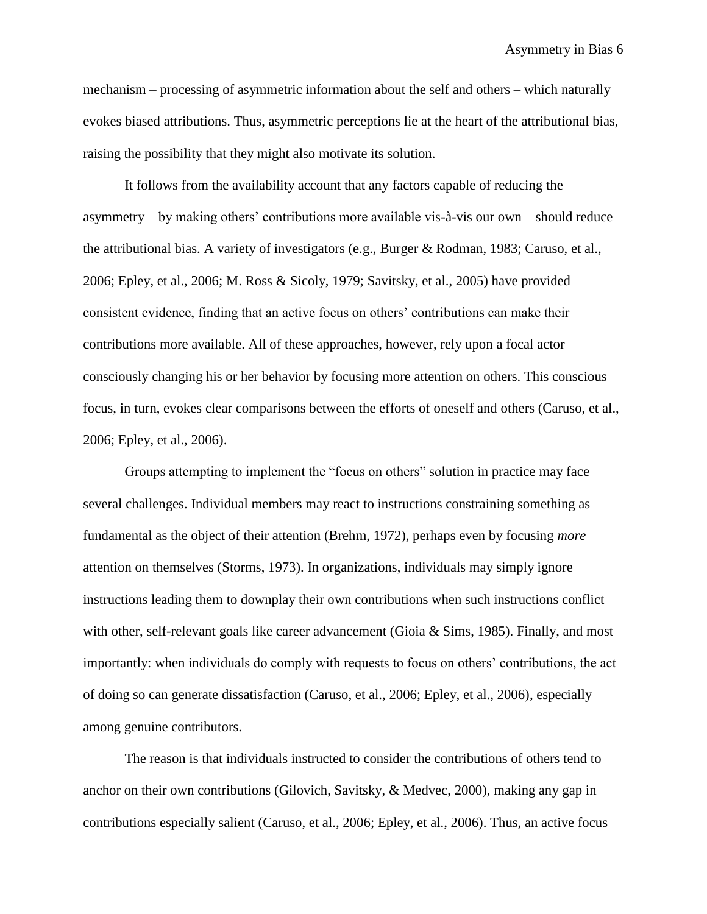mechanism – processing of asymmetric information about the self and others – which naturally evokes biased attributions. Thus, asymmetric perceptions lie at the heart of the attributional bias, raising the possibility that they might also motivate its solution.

It follows from the availability account that any factors capable of reducing the asymmetry – by making others' contributions more available vis-à-vis our own – should reduce the attributional bias. A variety of investigators (e.g., Burger & Rodman, 1983; Caruso, et al., 2006; Epley, et al., 2006; M. Ross & Sicoly, 1979; Savitsky, et al., 2005) have provided consistent evidence, finding that an active focus on others' contributions can make their contributions more available. All of these approaches, however, rely upon a focal actor consciously changing his or her behavior by focusing more attention on others. This conscious focus, in turn, evokes clear comparisons between the efforts of oneself and others (Caruso, et al., 2006; Epley, et al., 2006).

Groups attempting to implement the "focus on others" solution in practice may face several challenges. Individual members may react to instructions constraining something as fundamental as the object of their attention (Brehm, 1972), perhaps even by focusing *more* attention on themselves (Storms, 1973). In organizations, individuals may simply ignore instructions leading them to downplay their own contributions when such instructions conflict with other, self-relevant goals like career advancement (Gioia & Sims, 1985). Finally, and most importantly: when individuals do comply with requests to focus on others' contributions, the act of doing so can generate dissatisfaction (Caruso, et al., 2006; Epley, et al., 2006), especially among genuine contributors.

The reason is that individuals instructed to consider the contributions of others tend to anchor on their own contributions (Gilovich, Savitsky, & Medvec, 2000), making any gap in contributions especially salient (Caruso, et al., 2006; Epley, et al., 2006). Thus, an active focus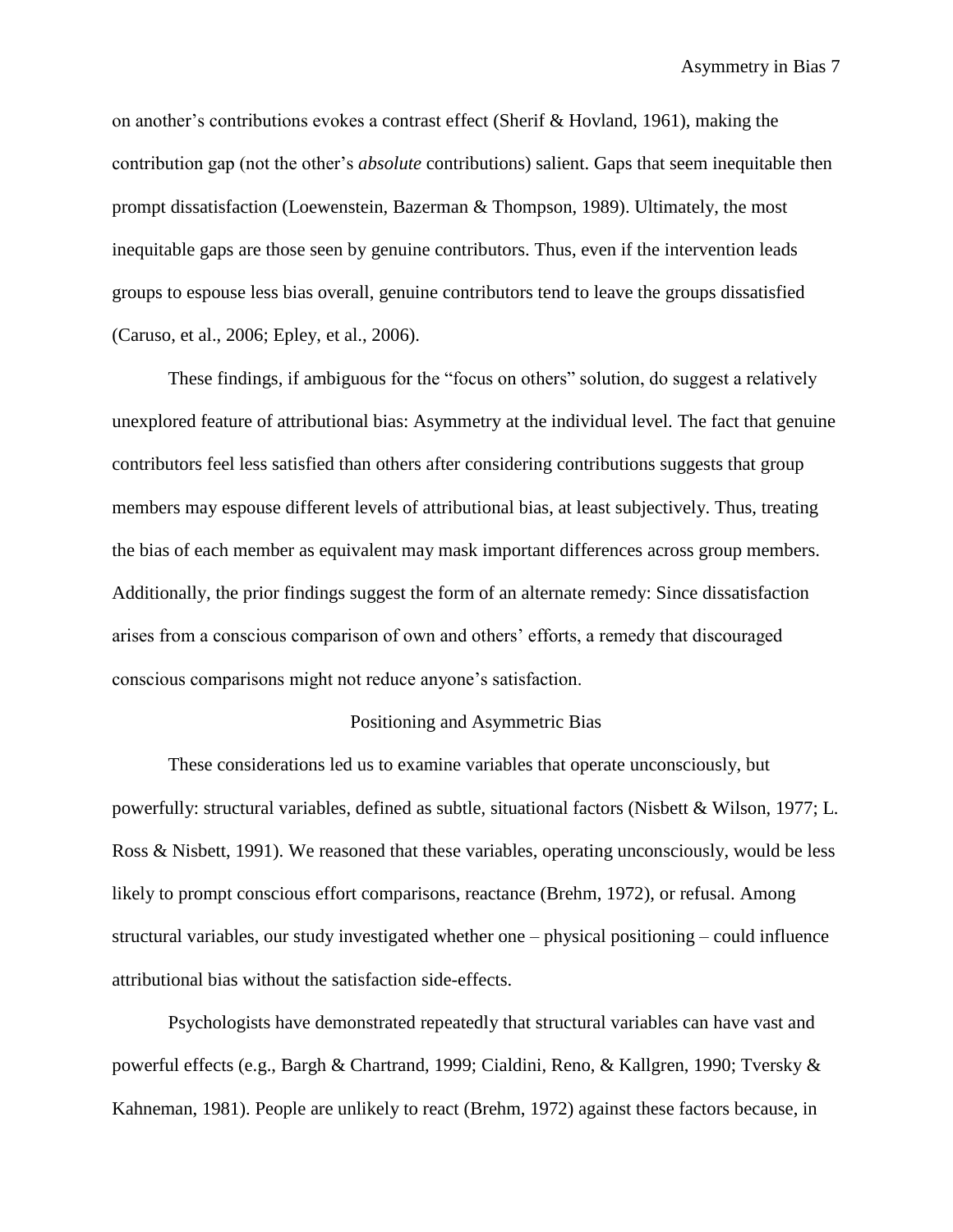on another's contributions evokes a contrast effect (Sherif & Hovland, 1961), making the contribution gap (not the other's *absolute* contributions) salient. Gaps that seem inequitable then prompt dissatisfaction (Loewenstein, Bazerman & Thompson, 1989). Ultimately, the most inequitable gaps are those seen by genuine contributors. Thus, even if the intervention leads groups to espouse less bias overall, genuine contributors tend to leave the groups dissatisfied (Caruso, et al., 2006; Epley, et al., 2006).

These findings, if ambiguous for the "focus on others" solution, do suggest a relatively unexplored feature of attributional bias: Asymmetry at the individual level. The fact that genuine contributors feel less satisfied than others after considering contributions suggests that group members may espouse different levels of attributional bias, at least subjectively. Thus, treating the bias of each member as equivalent may mask important differences across group members. Additionally, the prior findings suggest the form of an alternate remedy: Since dissatisfaction arises from a conscious comparison of own and others' efforts, a remedy that discouraged conscious comparisons might not reduce anyone's satisfaction.

## Positioning and Asymmetric Bias

These considerations led us to examine variables that operate unconsciously, but powerfully: structural variables, defined as subtle, situational factors (Nisbett & Wilson, 1977; L. Ross & Nisbett, 1991). We reasoned that these variables, operating unconsciously, would be less likely to prompt conscious effort comparisons, reactance (Brehm, 1972), or refusal. Among structural variables, our study investigated whether one – physical positioning – could influence attributional bias without the satisfaction side-effects.

Psychologists have demonstrated repeatedly that structural variables can have vast and powerful effects (e.g., Bargh & Chartrand, 1999; Cialdini, Reno, & Kallgren, 1990; Tversky & Kahneman, 1981). People are unlikely to react (Brehm, 1972) against these factors because, in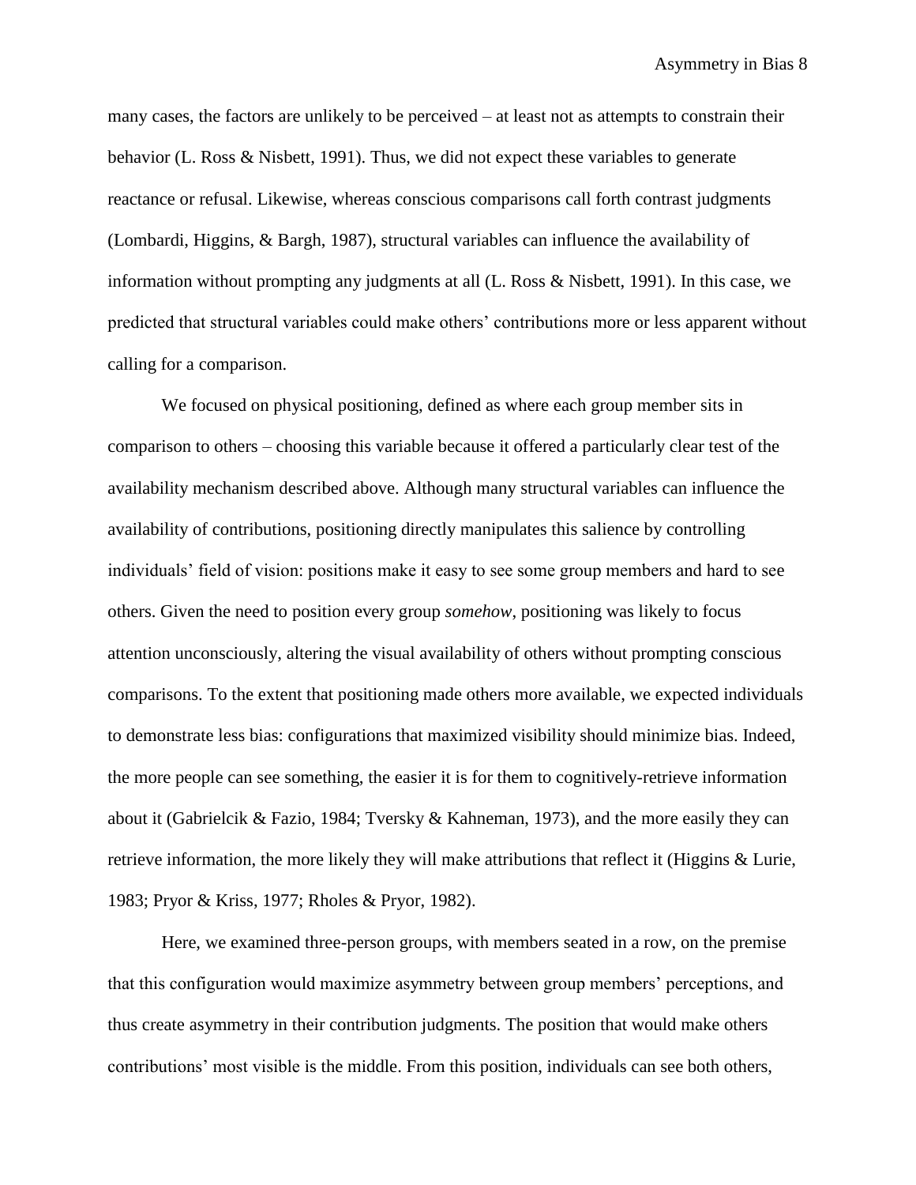many cases, the factors are unlikely to be perceived – at least not as attempts to constrain their behavior (L. Ross & Nisbett, 1991). Thus, we did not expect these variables to generate reactance or refusal. Likewise, whereas conscious comparisons call forth contrast judgments (Lombardi, Higgins, & Bargh, 1987), structural variables can influence the availability of information without prompting any judgments at all (L. Ross & Nisbett, 1991). In this case, we predicted that structural variables could make others' contributions more or less apparent without calling for a comparison.

We focused on physical positioning, defined as where each group member sits in comparison to others – choosing this variable because it offered a particularly clear test of the availability mechanism described above. Although many structural variables can influence the availability of contributions, positioning directly manipulates this salience by controlling individuals' field of vision: positions make it easy to see some group members and hard to see others. Given the need to position every group *somehow*, positioning was likely to focus attention unconsciously, altering the visual availability of others without prompting conscious comparisons. To the extent that positioning made others more available, we expected individuals to demonstrate less bias: configurations that maximized visibility should minimize bias. Indeed, the more people can see something, the easier it is for them to cognitively-retrieve information about it (Gabrielcik & Fazio, 1984; Tversky & Kahneman, 1973), and the more easily they can retrieve information, the more likely they will make attributions that reflect it (Higgins & Lurie, 1983; Pryor & Kriss, 1977; Rholes & Pryor, 1982).

Here, we examined three-person groups, with members seated in a row, on the premise that this configuration would maximize asymmetry between group members' perceptions, and thus create asymmetry in their contribution judgments. The position that would make others contributions' most visible is the middle. From this position, individuals can see both others,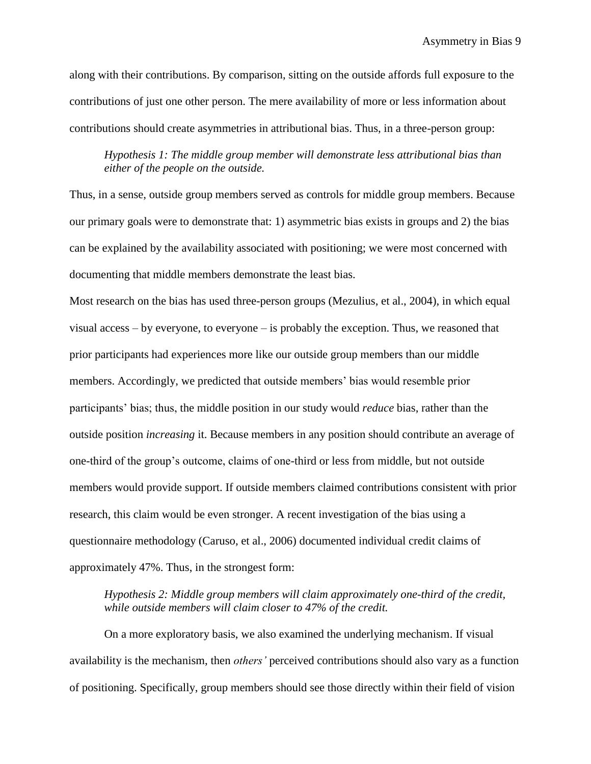along with their contributions. By comparison, sitting on the outside affords full exposure to the contributions of just one other person. The mere availability of more or less information about contributions should create asymmetries in attributional bias. Thus, in a three-person group:

> *Hypothesis 1: The middle group member will demonstrate less attributional bias than either of the people on the outside.*

Thus, in a sense, outside group members served as controls for middle group members. Because our primary goals were to demonstrate that: 1) asymmetric bias exists in groups and 2) the bias can be explained by the availability associated with positioning; we were most concerned with documenting that middle members demonstrate the least bias.

Most research on the bias has used three-person groups (Mezulius, et al., 2004), in which equal visual access – by everyone, to everyone – is probably the exception. Thus, we reasoned that prior participants had experiences more like our outside group members than our middle members. Accordingly, we predicted that outside members' bias would resemble prior participants' bias; thus, the middle position in our study would *reduce* bias, rather than the outside position *increasing* it. Because members in any position should contribute an average of one-third of the group's outcome, claims of one-third or less from middle, but not outside members would provide support. If outside members claimed contributions consistent with prior research, this claim would be even stronger. A recent investigation of the bias using a questionnaire methodology (Caruso, et al., 2006) documented individual credit claims of approximately 47%. Thus, in the strongest form:

> *Hypothesis 2: Middle group members will claim approximately one-third of the credit, while outside members will claim closer to 47% of the credit.*

On a more exploratory basis, we also examined the underlying mechanism. If visual availability is the mechanism, then *others'* perceived contributions should also vary as a function of positioning. Specifically, group members should see those directly within their field of vision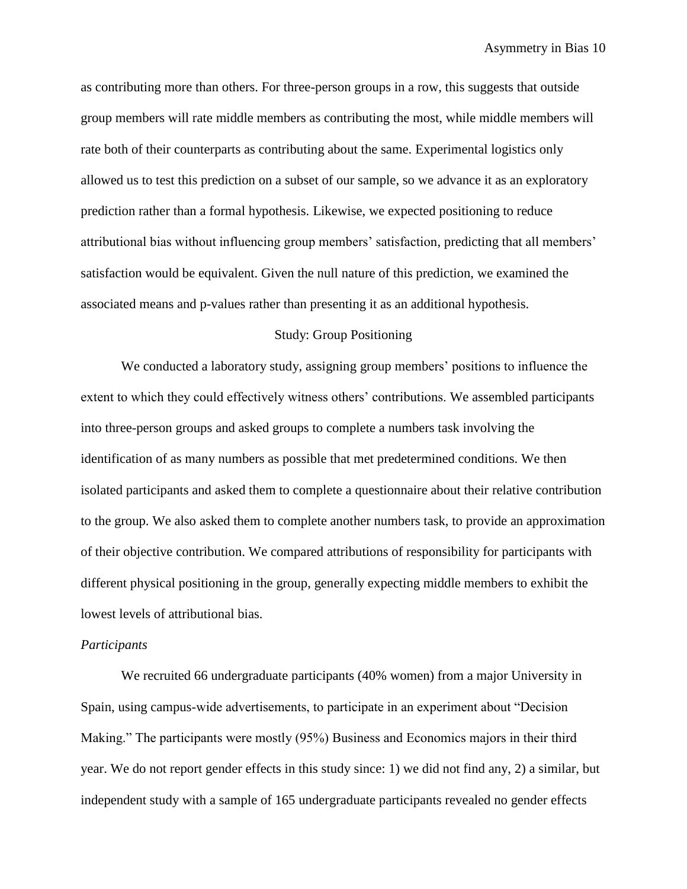as contributing more than others. For three-person groups in a row, this suggests that outside group members will rate middle members as contributing the most, while middle members will rate both of their counterparts as contributing about the same. Experimental logistics only allowed us to test this prediction on a subset of our sample, so we advance it as an exploratory prediction rather than a formal hypothesis. Likewise, we expected positioning to reduce attributional bias without influencing group members' satisfaction, predicting that all members' satisfaction would be equivalent. Given the null nature of this prediction, we examined the associated means and p-values rather than presenting it as an additional hypothesis.

## Study: Group Positioning

We conducted a laboratory study, assigning group members' positions to influence the extent to which they could effectively witness others' contributions. We assembled participants into three-person groups and asked groups to complete a numbers task involving the identification of as many numbers as possible that met predetermined conditions. We then isolated participants and asked them to complete a questionnaire about their relative contribution to the group. We also asked them to complete another numbers task, to provide an approximation of their objective contribution. We compared attributions of responsibility for participants with different physical positioning in the group, generally expecting middle members to exhibit the lowest levels of attributional bias.

### *Participants*

We recruited 66 undergraduate participants (40% women) from a major University in Spain, using campus-wide advertisements, to participate in an experiment about "Decision Making." The participants were mostly (95%) Business and Economics majors in their third year. We do not report gender effects in this study since: 1) we did not find any, 2) a similar, but independent study with a sample of 165 undergraduate participants revealed no gender effects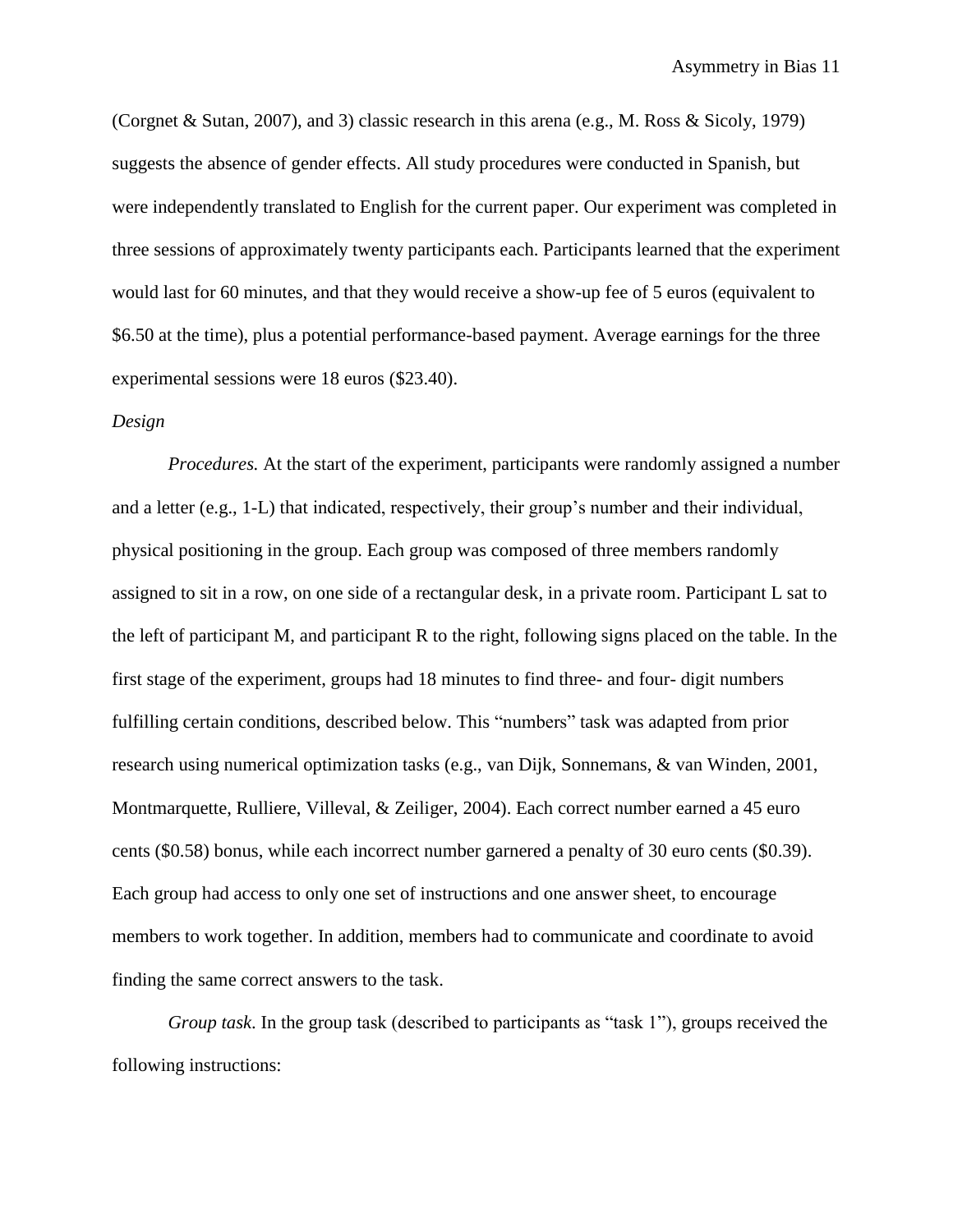(Corgnet & Sutan, 2007), and 3) classic research in this arena (e.g., M. Ross & Sicoly, 1979) suggests the absence of gender effects. All study procedures were conducted in Spanish, but were independently translated to English for the current paper. Our experiment was completed in three sessions of approximately twenty participants each. Participants learned that the experiment would last for 60 minutes, and that they would receive a show-up fee of 5 euros (equivalent to $6.50 at the time), plus a potential performance-based payment. Average earnings for the three experimental sessions were 18 euros ($23.40).

*Design*

*Procedures.* At the start of the experiment, participants were randomly assigned a number and a letter (e.g., 1-L) that indicated, respectively, their group's number and their individual, physical positioning in the group. Each group was composed of three members randomly assigned to sit in a row, on one side of a rectangular desk, in a private room. Participant L sat to the left of participant M, and participant R to the right, following signs placed on the table. In the first stage of the experiment, groups had 18 minutes to find three- and four- digit numbers fulfilling certain conditions, described below. This "numbers" task was adapted from prior research using numerical optimization tasks (e.g., van Dijk, Sonnemans, & van Winden, 2001, Montmarquette, Rulliere, Villeval, & Zeiliger, 2004). Each correct number earned a 45 euro cents ($0.58) bonus, while each incorrect number garnered a penalty of 30 euro cents ($0.39). Each group had access to only one set of instructions and one answer sheet, to encourage members to work together. In addition, members had to communicate and coordinate to avoid finding the same correct answers to the task.

*Group task.* In the group task (described to participants as "task 1"), groups received the following instructions: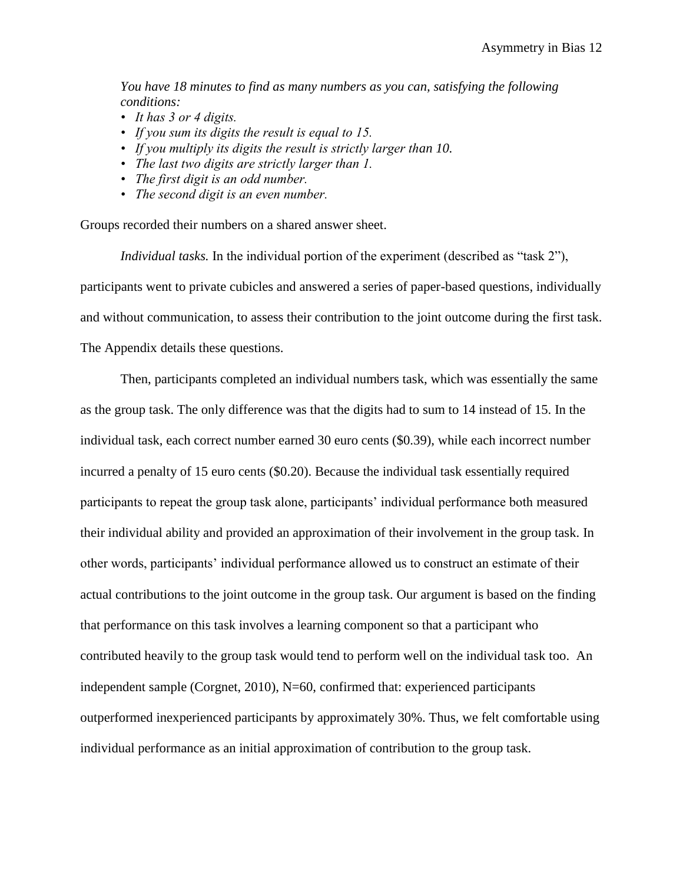*You have 18 minutes to find as many numbers as you can, satisfying the following conditions:*

- *It has 3 or 4 digits.*
- *If you sum its digits the result is equal to 15.*
- *If you multiply its digits the result is strictly larger than 10.*
- *The last two digits are strictly larger than 1.*
- *The first digit is an odd number.*
- *The second digit is an even number.*

Groups recorded their numbers on a shared answer sheet.

*Individual tasks.* In the individual portion of the experiment (described as "task 2"), participants went to private cubicles and answered a series of paper-based questions, individually and without communication, to assess their contribution to the joint outcome during the first task. The Appendix details these questions.

Then, participants completed an individual numbers task, which was essentially the same as the group task. The only difference was that the digits had to sum to 14 instead of 15. In the individual task, each correct number earned 30 euro cents ($0.39), while each incorrect number incurred a penalty of 15 euro cents ($0.20). Because the individual task essentially required participants to repeat the group task alone, participants' individual performance both measured their individual ability and provided an approximation of their involvement in the group task. In other words, participants' individual performance allowed us to construct an estimate of their actual contributions to the joint outcome in the group task. Our argument is based on the finding that performance on this task involves a learning component so that a participant who contributed heavily to the group task would tend to perform well on the individual task too. An independent sample (Corgnet, 2010), N=60, confirmed that: experienced participants outperformed inexperienced participants by approximately 30%. Thus, we felt comfortable using individual performance as an initial approximation of contribution to the group task.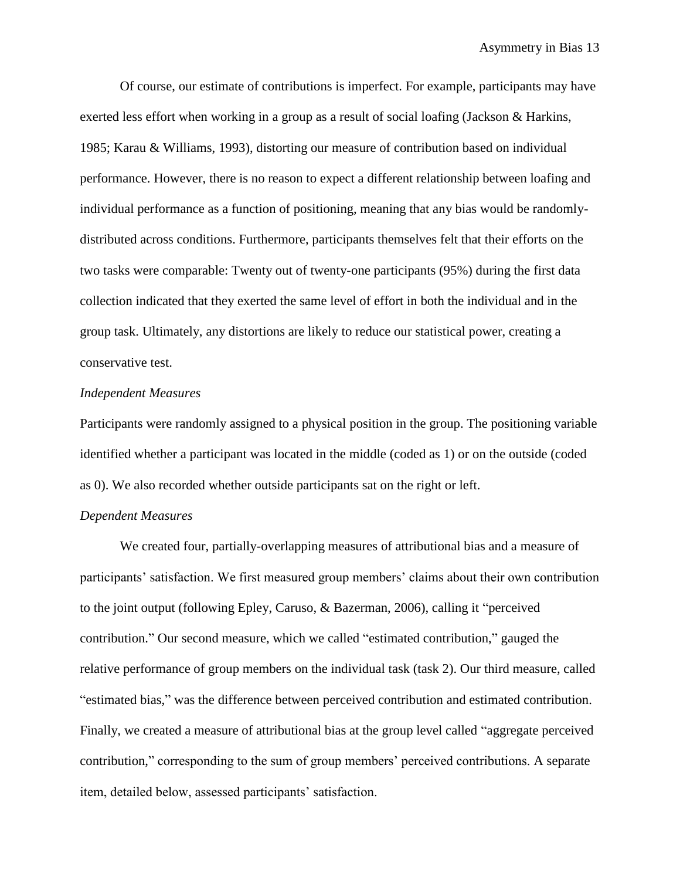Of course, our estimate of contributions is imperfect. For example, participants may have exerted less effort when working in a group as a result of social loafing (Jackson & Harkins, 1985; Karau & Williams, 1993), distorting our measure of contribution based on individual performance. However, there is no reason to expect a different relationship between loafing and individual performance as a function of positioning, meaning that any bias would be randomly-distributed across conditions. Furthermore, participants themselves felt that their efforts on the two tasks were comparable: Twenty out of twenty-one participants (95%) during the first data collection indicated that they exerted the same level of effort in both the individual and in the group task. Ultimately, any distortions are likely to reduce our statistical power, creating a conservative test.

*Independent Measures*

Participants were randomly assigned to a physical position in the group. The positioning variable identified whether a participant was located in the middle (coded as 1) or on the outside (coded as 0). We also recorded whether outside participants sat on the right or left.

*Dependent Measures*

We created four, partially-overlapping measures of attributional bias and a measure of participants' satisfaction. We first measured group members' claims about their own contribution to the joint output (following Epley, Caruso, & Bazerman, 2006), calling it "perceived contribution." Our second measure, which we called "estimated contribution," gauged the relative performance of group members on the individual task (task 2). Our third measure, called "estimated bias," was the difference between perceived contribution and estimated contribution. Finally, we created a measure of attributional bias at the group level called "aggregate perceived contribution," corresponding to the sum of group members' perceived contributions. A separate item, detailed below, assessed participants' satisfaction.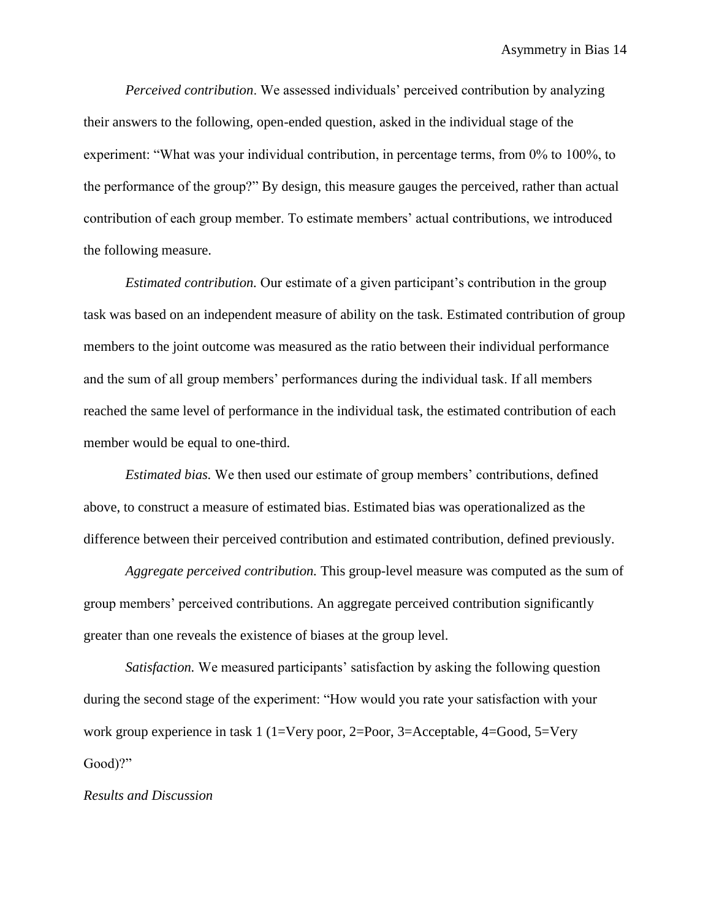*Perceived contribution*. We assessed individuals' perceived contribution by analyzing their answers to the following, open-ended question, asked in the individual stage of the experiment: "What was your individual contribution, in percentage terms, from 0% to 100%, to the performance of the group?" By design, this measure gauges the perceived, rather than actual contribution of each group member. To estimate members' actual contributions, we introduced the following measure.

*Estimated contribution.* Our estimate of a given participant's contribution in the group task was based on an independent measure of ability on the task. Estimated contribution of group members to the joint outcome was measured as the ratio between their individual performance and the sum of all group members' performances during the individual task. If all members reached the same level of performance in the individual task, the estimated contribution of each member would be equal to one-third.

*Estimated bias.* We then used our estimate of group members' contributions, defined above, to construct a measure of estimated bias. Estimated bias was operationalized as the difference between their perceived contribution and estimated contribution, defined previously.

*Aggregate perceived contribution.* This group-level measure was computed as the sum of group members' perceived contributions. An aggregate perceived contribution significantly greater than one reveals the existence of biases at the group level.

*Satisfaction.* We measured participants' satisfaction by asking the following question during the second stage of the experiment: "How would you rate your satisfaction with your work group experience in task 1 (1=Very poor, 2=Poor, 3=Acceptable, 4=Good, 5=Very Good)?"

*Results and Discussion*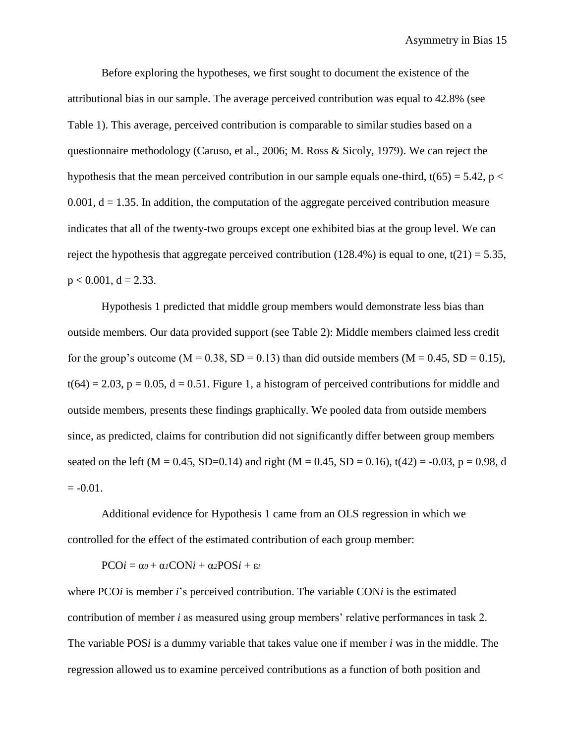Before exploring the hypotheses, we first sought to document the existence of the attributional bias in our sample. The average perceived contribution was equal to 42.8% (see Table 1). This average, perceived contribution is comparable to similar studies based on a questionnaire methodology (Caruso, et al., 2006; M. Ross & Sicoly, 1979). We can reject the hypothesis that the mean perceived contribution in our sample equals one-third, $t(65) = 5.42$, $p < 0.001$, $d = 1.35$. In addition, the computation of the aggregate perceived contribution measure indicates that all of the twenty-two groups except one exhibited bias at the group level. We can reject the hypothesis that aggregate perceived contribution (128.4%) is equal to one, $t(21) = 5.35$, $p < 0.001$, $d = 2.33$.

Hypothesis 1 predicted that middle group members would demonstrate less bias than outside members. Our data provided support (see Table 2): Middle members claimed less credit for the group's outcome ($M = 0.38$, $SD = 0.13$) than did outside members ($M = 0.45$, $SD = 0.15$), $t(64) = 2.03$, $p = 0.05$, $d = 0.51$. Figure 1, a histogram of perceived contributions for middle and outside members, presents these findings graphically. We pooled data from outside members since, as predicted, claims for contribution did not significantly differ between group members seated on the left ($M = 0.45$, $SD=0.14$) and right ($M = 0.45$, $SD = 0.16$), $t(42) = -0.03$, $p = 0.98$, $d = -0.01$.

Additional evidence for Hypothesis 1 came from an OLS regression in which we controlled for the effect of the estimated contribution of each group member:

$$PCO_i = \alpha_0 + \alpha_1 CON_i + \alpha_2 POS_i + \varepsilon_i$$

where $PCO_i$ is member *i*'s perceived contribution. The variable $CON_i$ is the estimated contribution of member *i* as measured using group members' relative performances in task 2. The variable $POS_i$ is a dummy variable that takes value one if member *i* was in the middle. The regression allowed us to examine perceived contributions as a function of both position and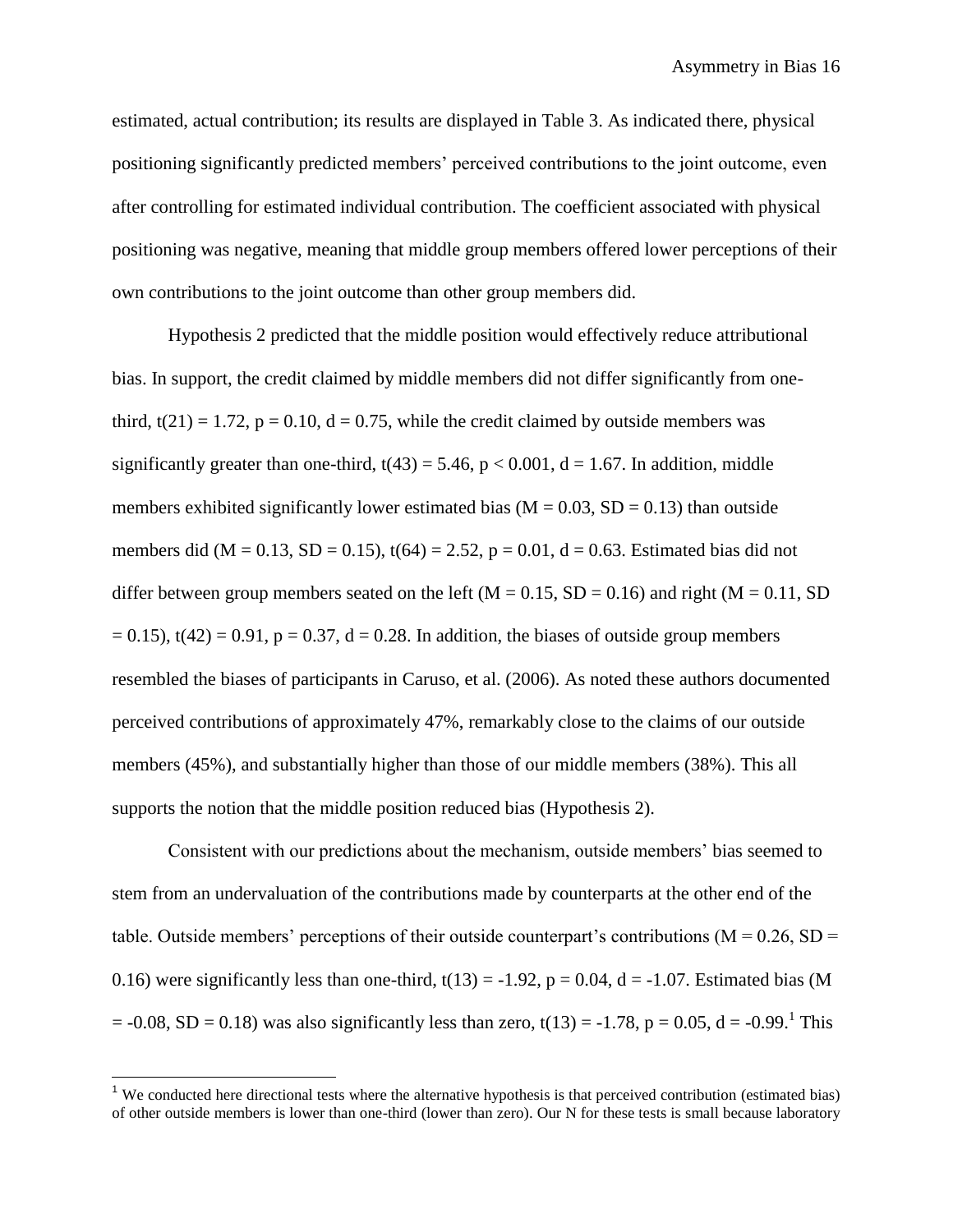estimated, actual contribution; its results are displayed in Table 3. As indicated there, physical positioning significantly predicted members' perceived contributions to the joint outcome, even after controlling for estimated individual contribution. The coefficient associated with physical positioning was negative, meaning that middle group members offered lower perceptions of their own contributions to the joint outcome than other group members did.

Hypothesis 2 predicted that the middle position would effectively reduce attributional bias. In support, the credit claimed by middle members did not differ significantly from one-third, $t(21) = 1.72$, $p = 0.10$, $d = 0.75$, while the credit claimed by outside members was significantly greater than one-third, $t(43) = 5.46$, $p < 0.001$, $d = 1.67$. In addition, middle members exhibited significantly lower estimated bias ($M = 0.03$, $SD = 0.13$) than outside members did ($M = 0.13$, $SD = 0.15$), $t(64) = 2.52$, $p = 0.01$, $d = 0.63$. Estimated bias did not differ between group members seated on the left ($M = 0.15$, $SD = 0.16$) and right ($M = 0.11$, $SD = 0.15$), $t(42) = 0.91$, $p = 0.37$, $d = 0.28$. In addition, the biases of outside group members resembled the biases of participants in Caruso, et al. (2006). As noted these authors documented perceived contributions of approximately 47%, remarkably close to the claims of our outside members (45%), and substantially higher than those of our middle members (38%). This all supports the notion that the middle position reduced bias (Hypothesis 2).

Consistent with our predictions about the mechanism, outside members' bias seemed to stem from an undervaluation of the contributions made by counterparts at the other end of the table. Outside members' perceptions of their outside counterpart's contributions ($M = 0.26$, $SD = 0.16$) were significantly less than one-third, $t(13) = -1.92$, $p = 0.04$, $d = -1.07$. Estimated bias ($M = -0.08$, $SD = 0.18$) was also significantly less than zero, $t(13) = -1.78$, $p = 0.05$, $d = -0.99$.[1] This

[1] We conducted here directional tests where the alternative hypothesis is that perceived contribution (estimated bias) of other outside members is lower than one-third (lower than zero). Our N for these tests is small because laboratory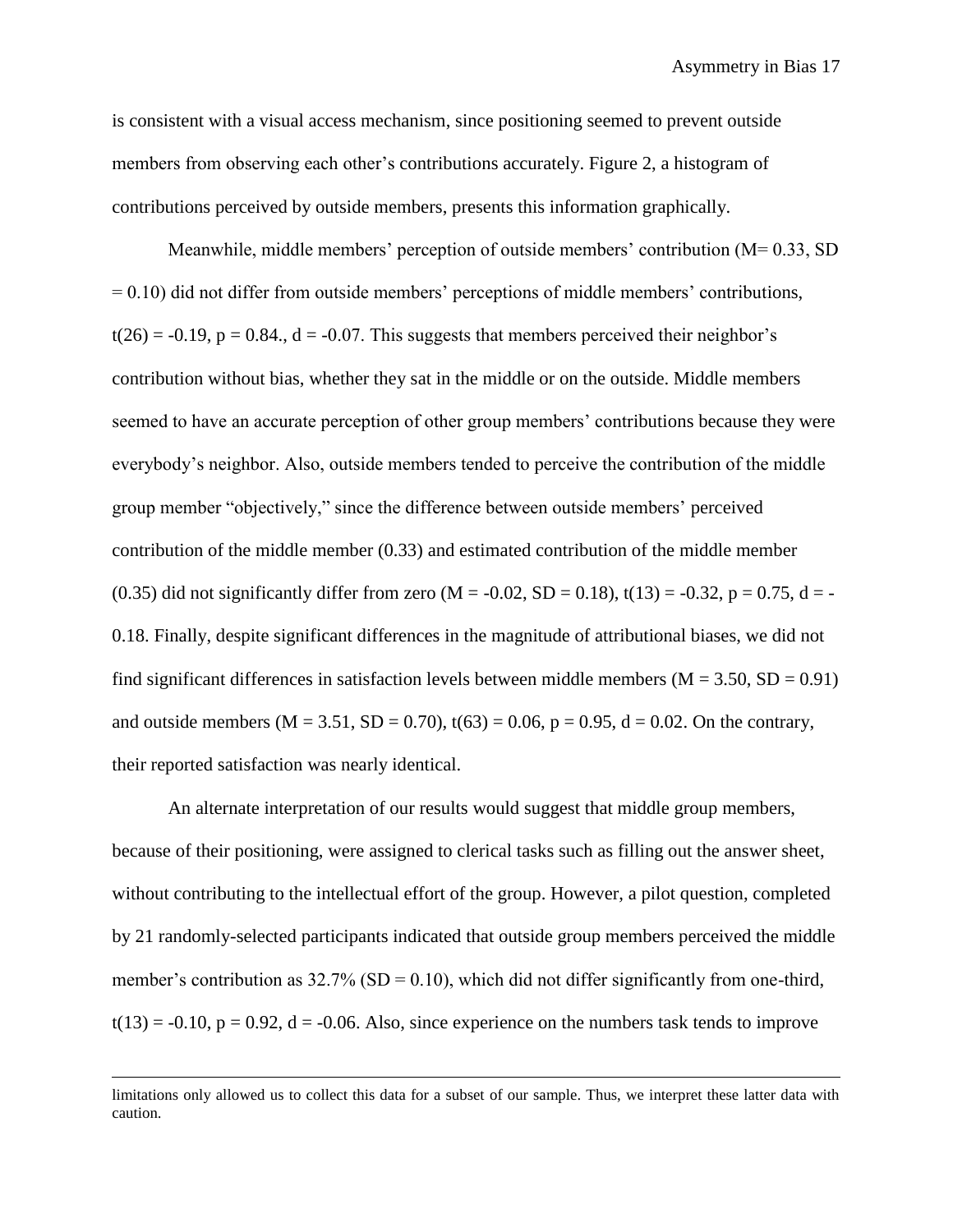is consistent with a visual access mechanism, since positioning seemed to prevent outside members from observing each other's contributions accurately. Figure 2, a histogram of contributions perceived by outside members, presents this information graphically.

Meanwhile, middle members' perception of outside members' contribution ($M = 0.33$, $SD = 0.10$) did not differ from outside members' perceptions of middle members' contributions, $t(26) = -0.19$, $p = 0.84$., $d = -0.07$. This suggests that members perceived their neighbor's contribution without bias, whether they sat in the middle or on the outside. Middle members seemed to have an accurate perception of other group members' contributions because they were everybody's neighbor. Also, outside members tended to perceive the contribution of the middle group member "objectively," since the difference between outside members' perceived contribution of the middle member (0.33) and estimated contribution of the middle member (0.35) did not significantly differ from zero ($M = -0.02$, $SD = 0.18$), $t(13) = -0.32$, $p = 0.75$, $d = -0.18$. Finally, despite significant differences in the magnitude of attributional biases, we did not find significant differences in satisfaction levels between middle members ($M = 3.50$, $SD = 0.91$) and outside members ($M = 3.51$, $SD = 0.70$), $t(63) = 0.06$, $p = 0.95$, $d = 0.02$. On the contrary, their reported satisfaction was nearly identical.

An alternate interpretation of our results would suggest that middle group members, because of their positioning, were assigned to clerical tasks such as filling out the answer sheet, without contributing to the intellectual effort of the group. However, a pilot question, completed by 21 randomly-selected participants indicated that outside group members perceived the middle member's contribution as 32.7% ($SD = 0.10$), which did not differ significantly from one-third, $t(13) = -0.10$, $p = 0.92$, $d = -0.06$. Also, since experience on the numbers task tends to improve

---

limitations only allowed us to collect this data for a subset of our sample. Thus, we interpret these latter data with caution.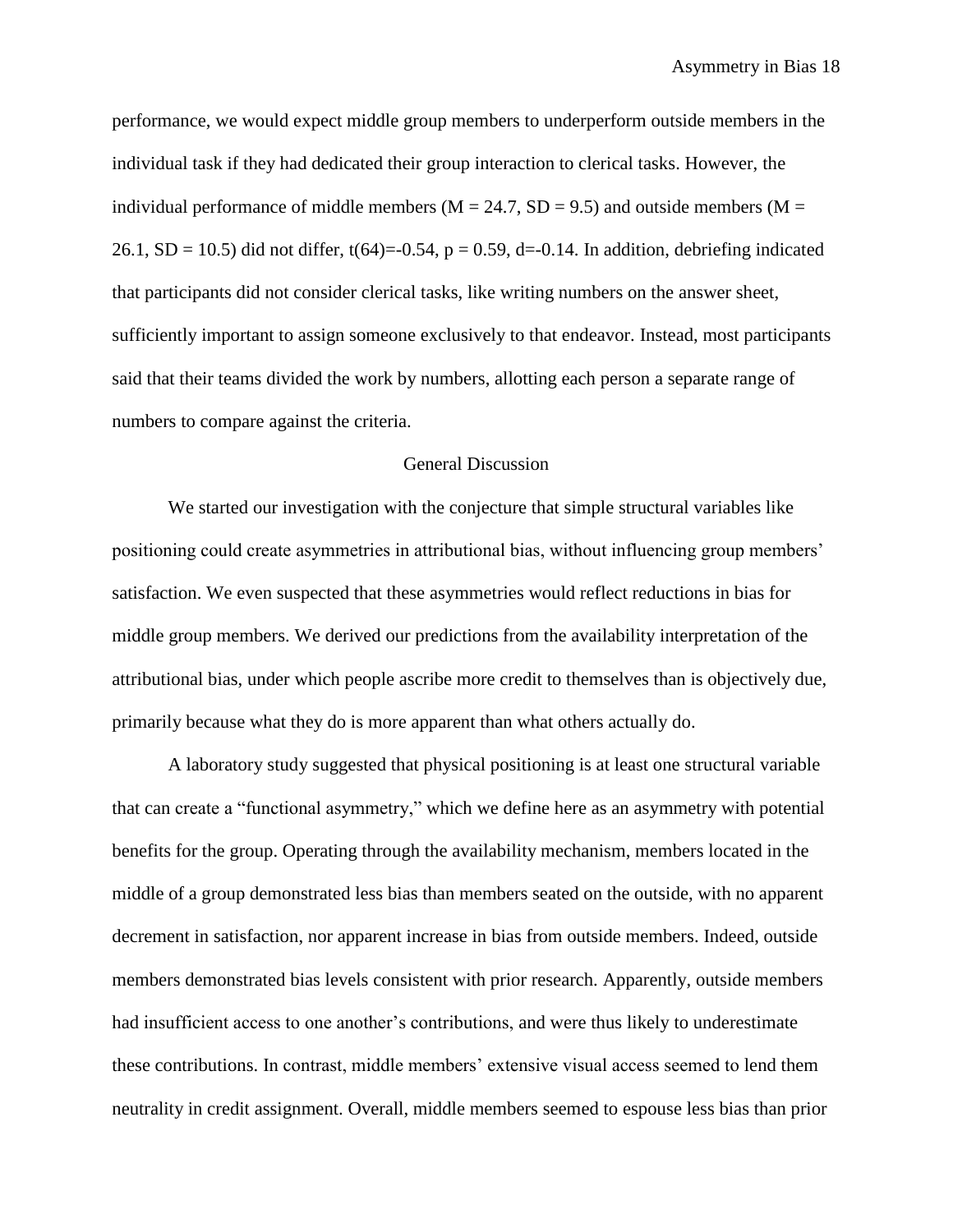performance, we would expect middle group members to underperform outside members in the individual task if they had dedicated their group interaction to clerical tasks. However, the individual performance of middle members ($M = 24.7$, $SD = 9.5$) and outside members ($M = 26.1$, $SD = 10.5$) did not differ, $t(64)=-0.54$, $p = 0.59$, $d=-0.14$. In addition, debriefing indicated that participants did not consider clerical tasks, like writing numbers on the answer sheet, sufficiently important to assign someone exclusively to that endeavor. Instead, most participants said that their teams divided the work by numbers, allotting each person a separate range of numbers to compare against the criteria.

## General Discussion

We started our investigation with the conjecture that simple structural variables like positioning could create asymmetries in attributional bias, without influencing group members' satisfaction. We even suspected that these asymmetries would reflect reductions in bias for middle group members. We derived our predictions from the availability interpretation of the attributional bias, under which people ascribe more credit to themselves than is objectively due, primarily because what they do is more apparent than what others actually do.

A laboratory study suggested that physical positioning is at least one structural variable that can create a "functional asymmetry," which we define here as an asymmetry with potential benefits for the group. Operating through the availability mechanism, members located in the middle of a group demonstrated less bias than members seated on the outside, with no apparent decrement in satisfaction, nor apparent increase in bias from outside members. Indeed, outside members demonstrated bias levels consistent with prior research. Apparently, outside members had insufficient access to one another's contributions, and were thus likely to underestimate these contributions. In contrast, middle members' extensive visual access seemed to lend them neutrality in credit assignment. Overall, middle members seemed to espouse less bias than prior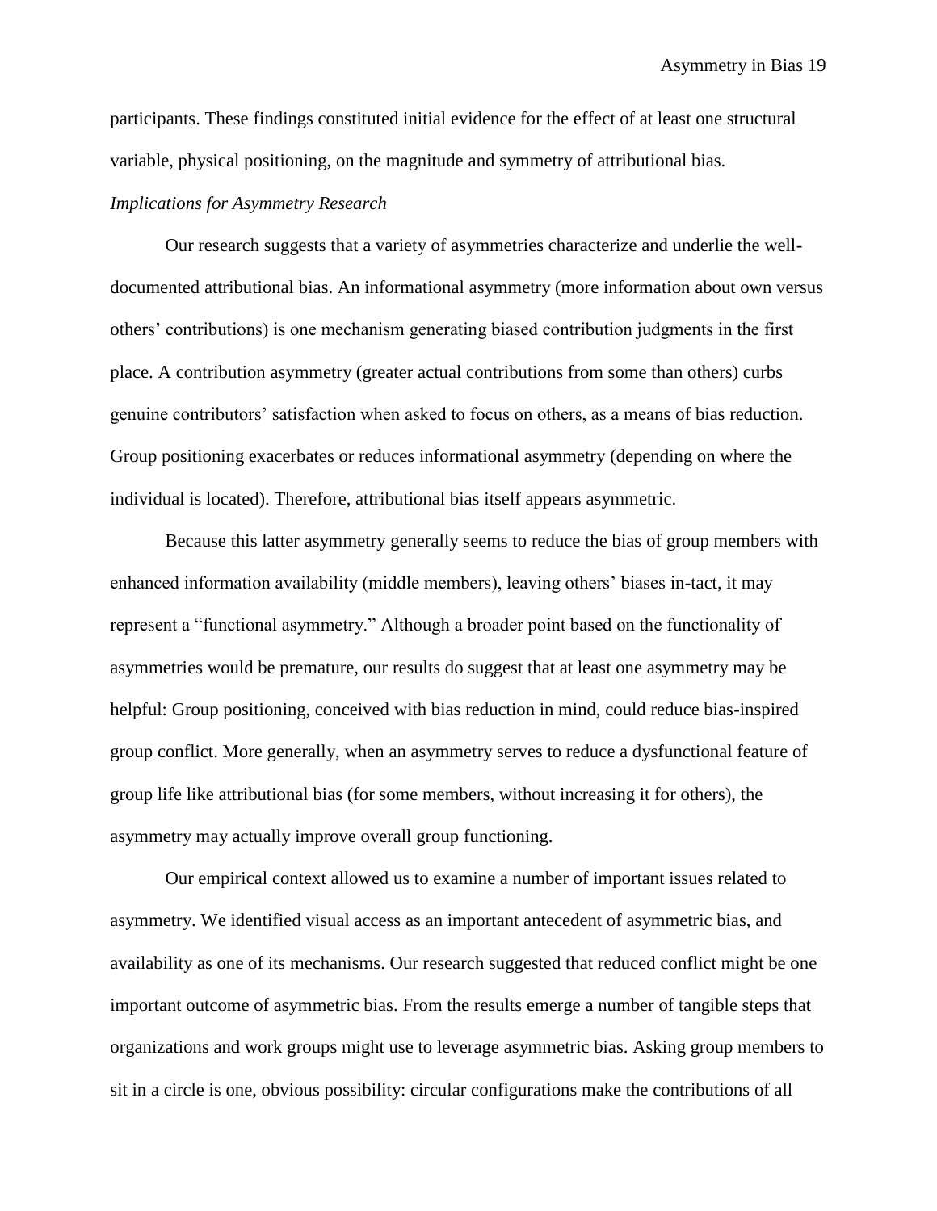participants. These findings constituted initial evidence for the effect of at least one structural variable, physical positioning, on the magnitude and symmetry of attributional bias.

*Implications for Asymmetry Research*

Our research suggests that a variety of asymmetries characterize and underlie the well-documented attributional bias. An informational asymmetry (more information about own versus others' contributions) is one mechanism generating biased contribution judgments in the first place. A contribution asymmetry (greater actual contributions from some than others) curbs genuine contributors' satisfaction when asked to focus on others, as a means of bias reduction. Group positioning exacerbates or reduces informational asymmetry (depending on where the individual is located). Therefore, attributional bias itself appears asymmetric.

Because this latter asymmetry generally seems to reduce the bias of group members with enhanced information availability (middle members), leaving others' biases in-tact, it may represent a "functional asymmetry." Although a broader point based on the functionality of asymmetries would be premature, our results do suggest that at least one asymmetry may be helpful: Group positioning, conceived with bias reduction in mind, could reduce bias-inspired group conflict. More generally, when an asymmetry serves to reduce a dysfunctional feature of group life like attributional bias (for some members, without increasing it for others), the asymmetry may actually improve overall group functioning.

Our empirical context allowed us to examine a number of important issues related to asymmetry. We identified visual access as an important antecedent of asymmetric bias, and availability as one of its mechanisms. Our research suggested that reduced conflict might be one important outcome of asymmetric bias. From the results emerge a number of tangible steps that organizations and work groups might use to leverage asymmetric bias. Asking group members to sit in a circle is one, obvious possibility: circular configurations make the contributions of all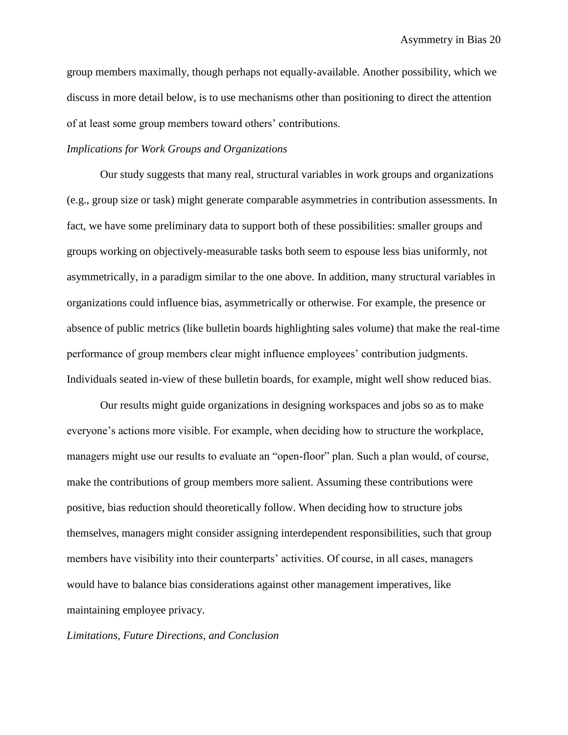group members maximally, though perhaps not equally-available. Another possibility, which we discuss in more detail below, is to use mechanisms other than positioning to direct the attention of at least some group members toward others' contributions.

*Implications for Work Groups and Organizations*

Our study suggests that many real, structural variables in work groups and organizations (e.g., group size or task) might generate comparable asymmetries in contribution assessments. In fact, we have some preliminary data to support both of these possibilities: smaller groups and groups working on objectively-measurable tasks both seem to espouse less bias uniformly, not asymmetrically, in a paradigm similar to the one above. In addition, many structural variables in organizations could influence bias, asymmetrically or otherwise. For example, the presence or absence of public metrics (like bulletin boards highlighting sales volume) that make the real-time performance of group members clear might influence employees' contribution judgments. Individuals seated in-view of these bulletin boards, for example, might well show reduced bias.

Our results might guide organizations in designing workspaces and jobs so as to make everyone's actions more visible. For example, when deciding how to structure the workplace, managers might use our results to evaluate an "open-floor" plan. Such a plan would, of course, make the contributions of group members more salient. Assuming these contributions were positive, bias reduction should theoretically follow. When deciding how to structure jobs themselves, managers might consider assigning interdependent responsibilities, such that group members have visibility into their counterparts' activities. Of course, in all cases, managers would have to balance bias considerations against other management imperatives, like maintaining employee privacy.

*Limitations, Future Directions, and Conclusion*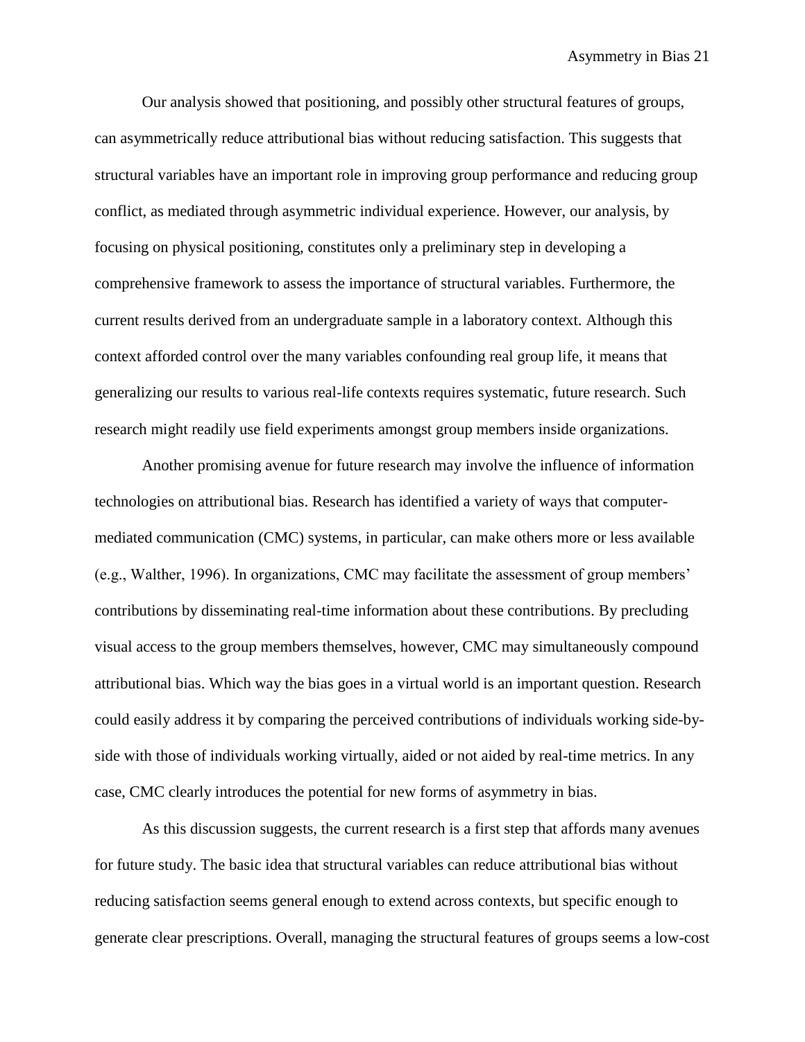Our analysis showed that positioning, and possibly other structural features of groups, can asymmetrically reduce attributional bias without reducing satisfaction. This suggests that structural variables have an important role in improving group performance and reducing group conflict, as mediated through asymmetric individual experience. However, our analysis, by focusing on physical positioning, constitutes only a preliminary step in developing a comprehensive framework to assess the importance of structural variables. Furthermore, the current results derived from an undergraduate sample in a laboratory context. Although this context afforded control over the many variables confounding real group life, it means that generalizing our results to various real-life contexts requires systematic, future research. Such research might readily use field experiments amongst group members inside organizations.

Another promising avenue for future research may involve the influence of information technologies on attributional bias. Research has identified a variety of ways that computer-mediated communication (CMC) systems, in particular, can make others more or less available (e.g., Walther, 1996). In organizations, CMC may facilitate the assessment of group members' contributions by disseminating real-time information about these contributions. By precluding visual access to the group members themselves, however, CMC may simultaneously compound attributional bias. Which way the bias goes in a virtual world is an important question. Research could easily address it by comparing the perceived contributions of individuals working side-by-side with those of individuals working virtually, aided or not aided by real-time metrics. In any case, CMC clearly introduces the potential for new forms of asymmetry in bias.

As this discussion suggests, the current research is a first step that affords many avenues for future study. The basic idea that structural variables can reduce attributional bias without reducing satisfaction seems general enough to extend across contexts, but specific enough to generate clear prescriptions. Overall, managing the structural features of groups seems a low-cost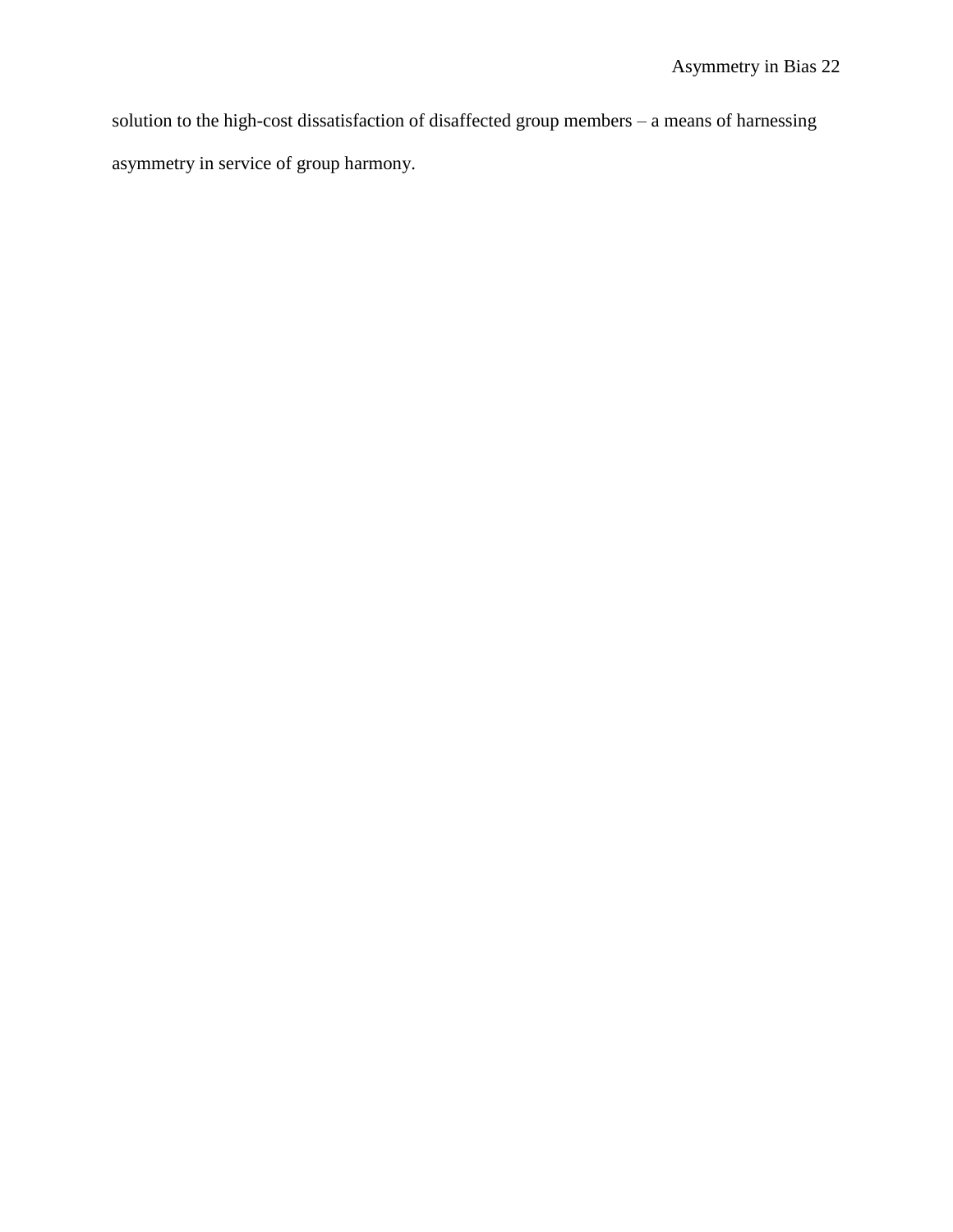solution to the high-cost dissatisfaction of disaffected group members – a means of harnessing asymmetry in service of group harmony.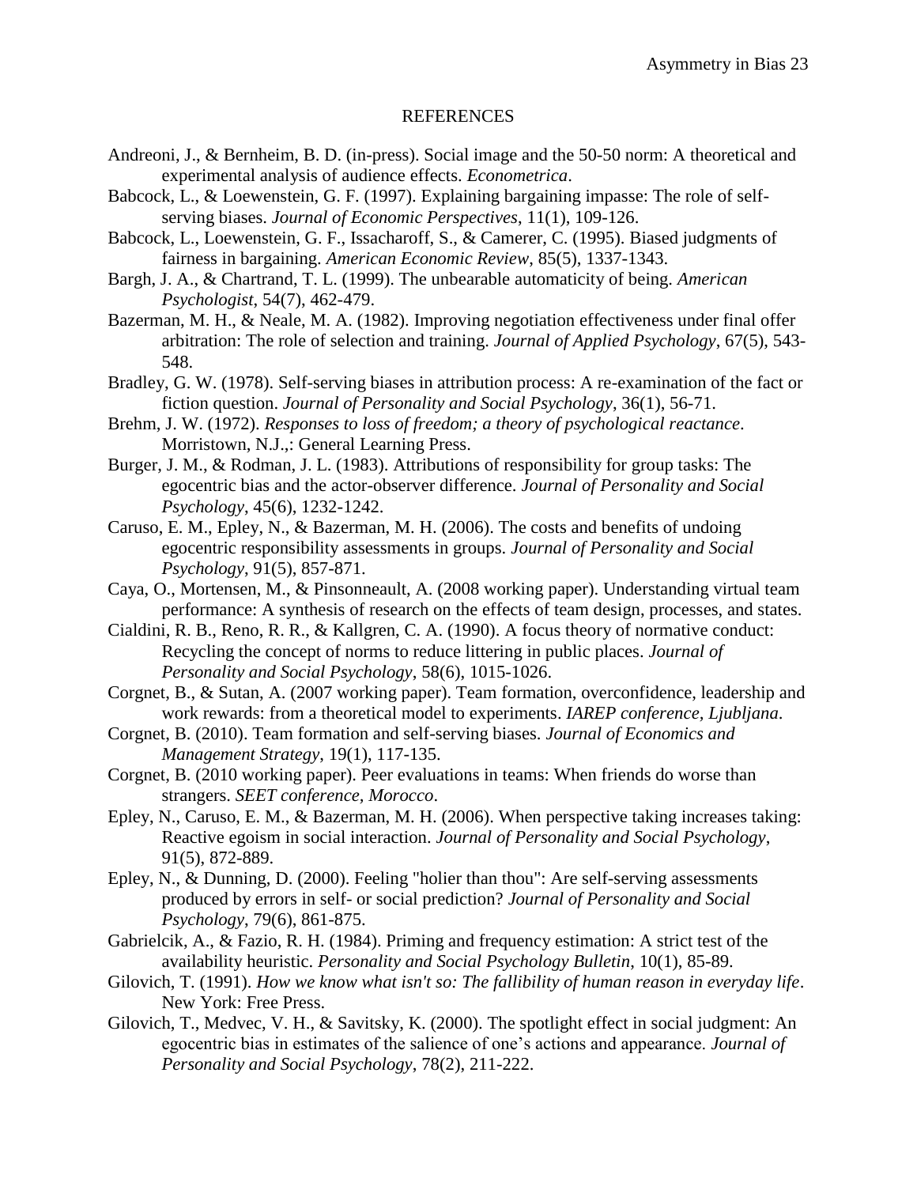## REFERENCES

Andreoni, J., & Bernheim, B. D. (in-press). Social image and the 50-50 norm: A theoretical and experimental analysis of audience effects. *Econometrica*.

Babcock, L., & Loewenstein, G. F. (1997). Explaining bargaining impasse: The role of self-serving biases. *Journal of Economic Perspectives*, 11(1), 109-126.

Babcock, L., Loewenstein, G. F., Issacharoff, S., & Camerer, C. (1995). Biased judgments of fairness in bargaining. *American Economic Review*, 85(5), 1337-1343.

Bargh, J. A., & Chartrand, T. L. (1999). The unbearable automaticity of being. *American Psychologist*, 54(7), 462-479.

Bazerman, M. H., & Neale, M. A. (1982). Improving negotiation effectiveness under final offer arbitration: The role of selection and training. *Journal of Applied Psychology*, 67(5), 543-548.

Bradley, G. W. (1978). Self-serving biases in attribution process: A re-examination of the fact or fiction question. *Journal of Personality and Social Psychology*, 36(1), 56-71.

Brehm, J. W. (1972). *Responses to loss of freedom; a theory of psychological reactance*. Morristown, N.J.,: General Learning Press.

Burger, J. M., & Rodman, J. L. (1983). Attributions of responsibility for group tasks: The egocentric bias and the actor-observer difference. *Journal of Personality and Social Psychology*, 45(6), 1232-1242.

Caruso, E. M., Epley, N., & Bazerman, M. H. (2006). The costs and benefits of undoing egocentric responsibility assessments in groups. *Journal of Personality and Social Psychology*, 91(5), 857-871.

Caya, O., Mortensen, M., & Pinsonneault, A. (2008 working paper). Understanding virtual team performance: A synthesis of research on the effects of team design, processes, and states.

Cialdini, R. B., Reno, R. R., & Kallgren, C. A. (1990). A focus theory of normative conduct: Recycling the concept of norms to reduce littering in public places. *Journal of Personality and Social Psychology*, 58(6), 1015-1026.

Corgnet, B., & Sutan, A. (2007 working paper). Team formation, overconfidence, leadership and work rewards: from a theoretical model to experiments. *IAREP conference, Ljubljana*.

Corgnet, B. (2010). Team formation and self-serving biases. *Journal of Economics and Management Strategy*, 19(1), 117-135.

Corgnet, B. (2010 working paper). Peer evaluations in teams: When friends do worse than strangers. *SEET conference, Morocco*.

Epley, N., Caruso, E. M., & Bazerman, M. H. (2006). When perspective taking increases taking: Reactive egoism in social interaction. *Journal of Personality and Social Psychology*, 91(5), 872-889.

Epley, N., & Dunning, D. (2000). Feeling "holier than thou": Are self-serving assessments produced by errors in self- or social prediction? *Journal of Personality and Social Psychology*, 79(6), 861-875.

Gabrielcik, A., & Fazio, R. H. (1984). Priming and frequency estimation: A strict test of the availability heuristic. *Personality and Social Psychology Bulletin*, 10(1), 85-89.

Gilovich, T. (1991). *How we know what isn't so: The fallibility of human reason in everyday life*. New York: Free Press.

Gilovich, T., Medvec, V. H., & Savitsky, K. (2000). The spotlight effect in social judgment: An egocentric bias in estimates of the salience of one's actions and appearance. *Journal of Personality and Social Psychology*, 78(2), 211-222.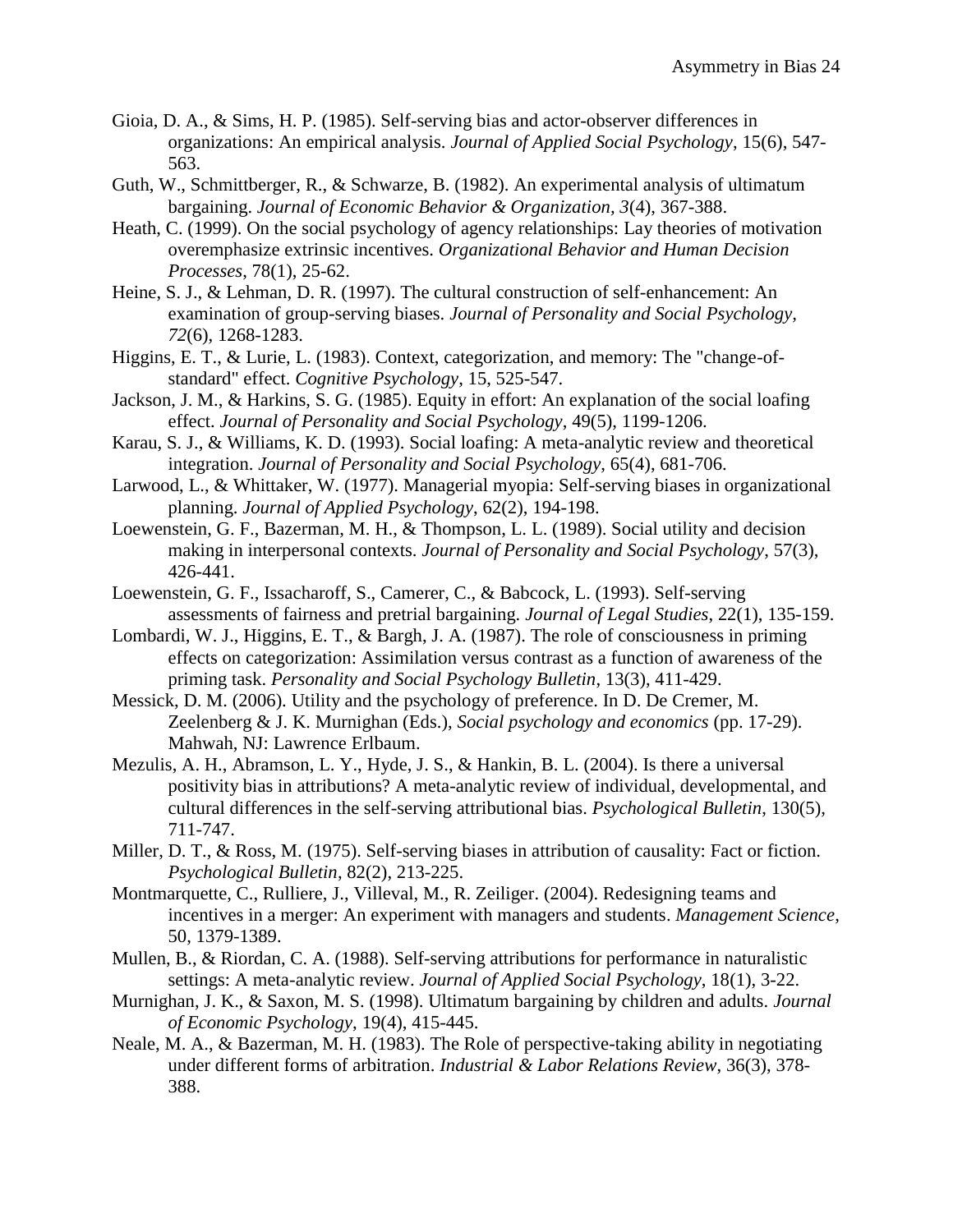Gioia, D. A., & Sims, H. P. (1985). Self-serving bias and actor-observer differences in organizations: An empirical analysis. *Journal of Applied Social Psychology*, 15(6), 547-563.

Guth, W., Schmittberger, R., & Schwarze, B. (1982). An experimental analysis of ultimatum bargaining. *Journal of Economic Behavior & Organization, 3*(4), 367-388.

Heath, C. (1999). On the social psychology of agency relationships: Lay theories of motivation overemphasize extrinsic incentives. *Organizational Behavior and Human Decision Processes*, 78(1), 25-62.

Heine, S. J., & Lehman, D. R. (1997). The cultural construction of self-enhancement: An examination of group-serving biases. *Journal of Personality and Social Psychology, 72*(6), 1268-1283.

Higgins, E. T., & Lurie, L. (1983). Context, categorization, and memory: The "change-of-standard" effect. *Cognitive Psychology*, 15, 525-547.

Jackson, J. M., & Harkins, S. G. (1985). Equity in effort: An explanation of the social loafing effect. *Journal of Personality and Social Psychology*, 49(5), 1199-1206.

Karau, S. J., & Williams, K. D. (1993). Social loafing: A meta-analytic review and theoretical integration. *Journal of Personality and Social Psychology*, 65(4), 681-706.

Larwood, L., & Whittaker, W. (1977). Managerial myopia: Self-serving biases in organizational planning. *Journal of Applied Psychology*, 62(2), 194-198.

Loewenstein, G. F., Bazerman, M. H., & Thompson, L. L. (1989). Social utility and decision making in interpersonal contexts. *Journal of Personality and Social Psychology*, 57(3), 426-441.

Loewenstein, G. F., Issacharoff, S., Camerer, C., & Babcock, L. (1993). Self-serving assessments of fairness and pretrial bargaining. *Journal of Legal Studies*, 22(1), 135-159.

Lombardi, W. J., Higgins, E. T., & Bargh, J. A. (1987). The role of consciousness in priming effects on categorization: Assimilation versus contrast as a function of awareness of the priming task. *Personality and Social Psychology Bulletin*, 13(3), 411-429.

Messick, D. M. (2006). Utility and the psychology of preference. In D. De Cremer, M. Zeelenberg & J. K. Murnighan (Eds.), *Social psychology and economics* (pp. 17-29). Mahwah, NJ: Lawrence Erlbaum.

Mezulis, A. H., Abramson, L. Y., Hyde, J. S., & Hankin, B. L. (2004). Is there a universal positivity bias in attributions? A meta-analytic review of individual, developmental, and cultural differences in the self-serving attributional bias. *Psychological Bulletin*, 130(5), 711-747.

Miller, D. T., & Ross, M. (1975). Self-serving biases in attribution of causality: Fact or fiction. *Psychological Bulletin*, 82(2), 213-225.

Montmarquette, C., Rulliere, J., Villeval, M., R. Zeiliger. (2004). Redesigning teams and incentives in a merger: An experiment with managers and students. *Management Science*, 50, 1379-1389.

Mullen, B., & Riordan, C. A. (1988). Self-serving attributions for performance in naturalistic settings: A meta-analytic review. *Journal of Applied Social Psychology*, 18(1), 3-22.

Murnighan, J. K., & Saxon, M. S. (1998). Ultimatum bargaining by children and adults. *Journal of Economic Psychology*, 19(4), 415-445.

Neale, M. A., & Bazerman, M. H. (1983). The Role of perspective-taking ability in negotiating under different forms of arbitration. *Industrial & Labor Relations Review*, 36(3), 378-388.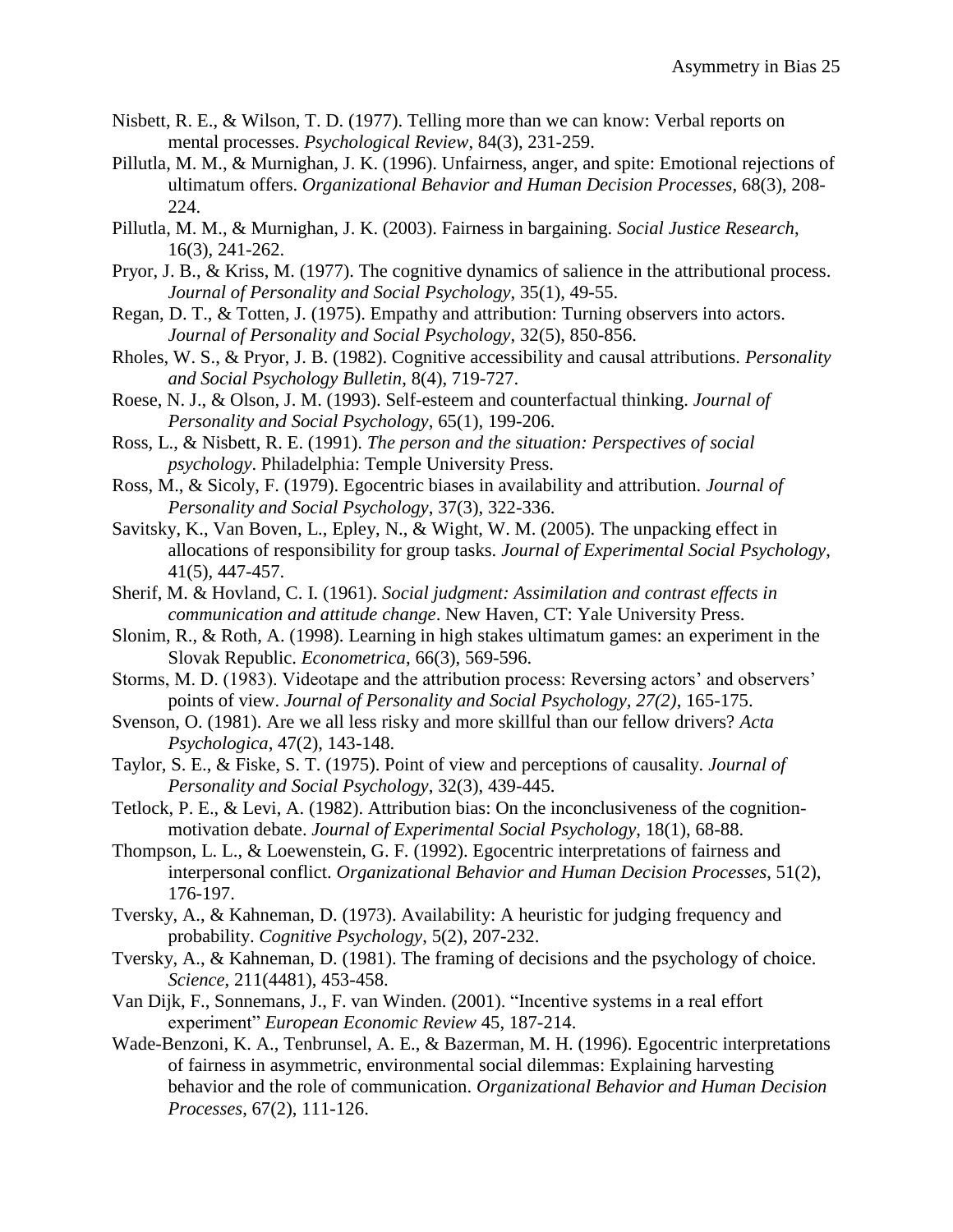Nisbett, R. E., & Wilson, T. D. (1977). Telling more than we can know: Verbal reports on mental processes. *Psychological Review*, 84(3), 231-259.

Pillutla, M. M., & Murnighan, J. K. (1996). Unfairness, anger, and spite: Emotional rejections of ultimatum offers. *Organizational Behavior and Human Decision Processes*, 68(3), 208-224.

Pillutla, M. M., & Murnighan, J. K. (2003). Fairness in bargaining. *Social Justice Research*, 16(3), 241-262.

Pryor, J. B., & Kriss, M. (1977). The cognitive dynamics of salience in the attributional process. *Journal of Personality and Social Psychology*, 35(1), 49-55.

Regan, D. T., & Totten, J. (1975). Empathy and attribution: Turning observers into actors. *Journal of Personality and Social Psychology*, 32(5), 850-856.

Rholes, W. S., & Pryor, J. B. (1982). Cognitive accessibility and causal attributions. *Personality and Social Psychology Bulletin*, 8(4), 719-727.

Roese, N. J., & Olson, J. M. (1993). Self-esteem and counterfactual thinking. *Journal of Personality and Social Psychology*, 65(1), 199-206.

Ross, L., & Nisbett, R. E. (1991). *The person and the situation: Perspectives of social psychology*. Philadelphia: Temple University Press.

Ross, M., & Sicoly, F. (1979). Egocentric biases in availability and attribution. *Journal of Personality and Social Psychology*, 37(3), 322-336.

Savitsky, K., Van Boven, L., Epley, N., & Wight, W. M. (2005). The unpacking effect in allocations of responsibility for group tasks. *Journal of Experimental Social Psychology*, 41(5), 447-457.

Sherif, M. & Hovland, C. I. (1961). *Social judgment: Assimilation and contrast effects in communication and attitude change*. New Haven, CT: Yale University Press.

Slonim, R., & Roth, A. (1998). Learning in high stakes ultimatum games: an experiment in the Slovak Republic. *Econometrica*, 66(3), 569-596.

Storms, M. D. (1983). Videotape and the attribution process: Reversing actors' and observers' points of view. *Journal of Personality and Social Psychology, 27(2)*, 165-175.

Svenson, O. (1981). Are we all less risky and more skillful than our fellow drivers? *Acta Psychologica*, 47(2), 143-148.

Taylor, S. E., & Fiske, S. T. (1975). Point of view and perceptions of causality. *Journal of Personality and Social Psychology*, 32(3), 439-445.

Tetlock, P. E., & Levi, A. (1982). Attribution bias: On the inconclusiveness of the cognition-motivation debate. *Journal of Experimental Social Psychology*, 18(1), 68-88.

Thompson, L. L., & Loewenstein, G. F. (1992). Egocentric interpretations of fairness and interpersonal conflict. *Organizational Behavior and Human Decision Processes*, 51(2), 176-197.

Tversky, A., & Kahneman, D. (1973). Availability: A heuristic for judging frequency and probability. *Cognitive Psychology*, 5(2), 207-232.

Tversky, A., & Kahneman, D. (1981). The framing of decisions and the psychology of choice. *Science*, 211(4481), 453-458.

Van Dijk, F., Sonnemans, J., F. van Winden. (2001). "Incentive systems in a real effort experiment" *European Economic Review* 45, 187-214.

Wade-Benzoni, K. A., Tenbrunsel, A. E., & Bazerman, M. H. (1996). Egocentric interpretations of fairness in asymmetric, environmental social dilemmas: Explaining harvesting behavior and the role of communication. *Organizational Behavior and Human Decision Processes*, 67(2), 111-126.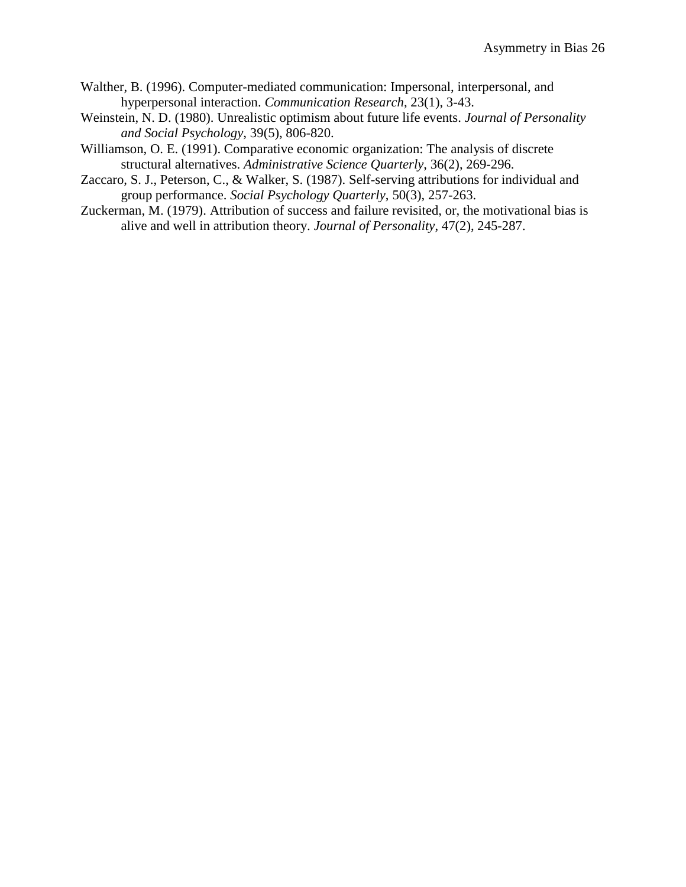Walther, B. (1996). Computer-mediated communication: Impersonal, interpersonal, and hyperpersonal interaction. *Communication Research*, 23(1), 3-43.

Weinstein, N. D. (1980). Unrealistic optimism about future life events. *Journal of Personality and Social Psychology*, 39(5), 806-820.

Williamson, O. E. (1991). Comparative economic organization: The analysis of discrete structural alternatives. *Administrative Science Quarterly*, 36(2), 269-296.

Zaccaro, S. J., Peterson, C., & Walker, S. (1987). Self-serving attributions for individual and group performance. *Social Psychology Quarterly*, 50(3), 257-263.

Zuckerman, M. (1979). Attribution of success and failure revisited, or, the motivational bias is alive and well in attribution theory. *Journal of Personality*, 47(2), 245-287.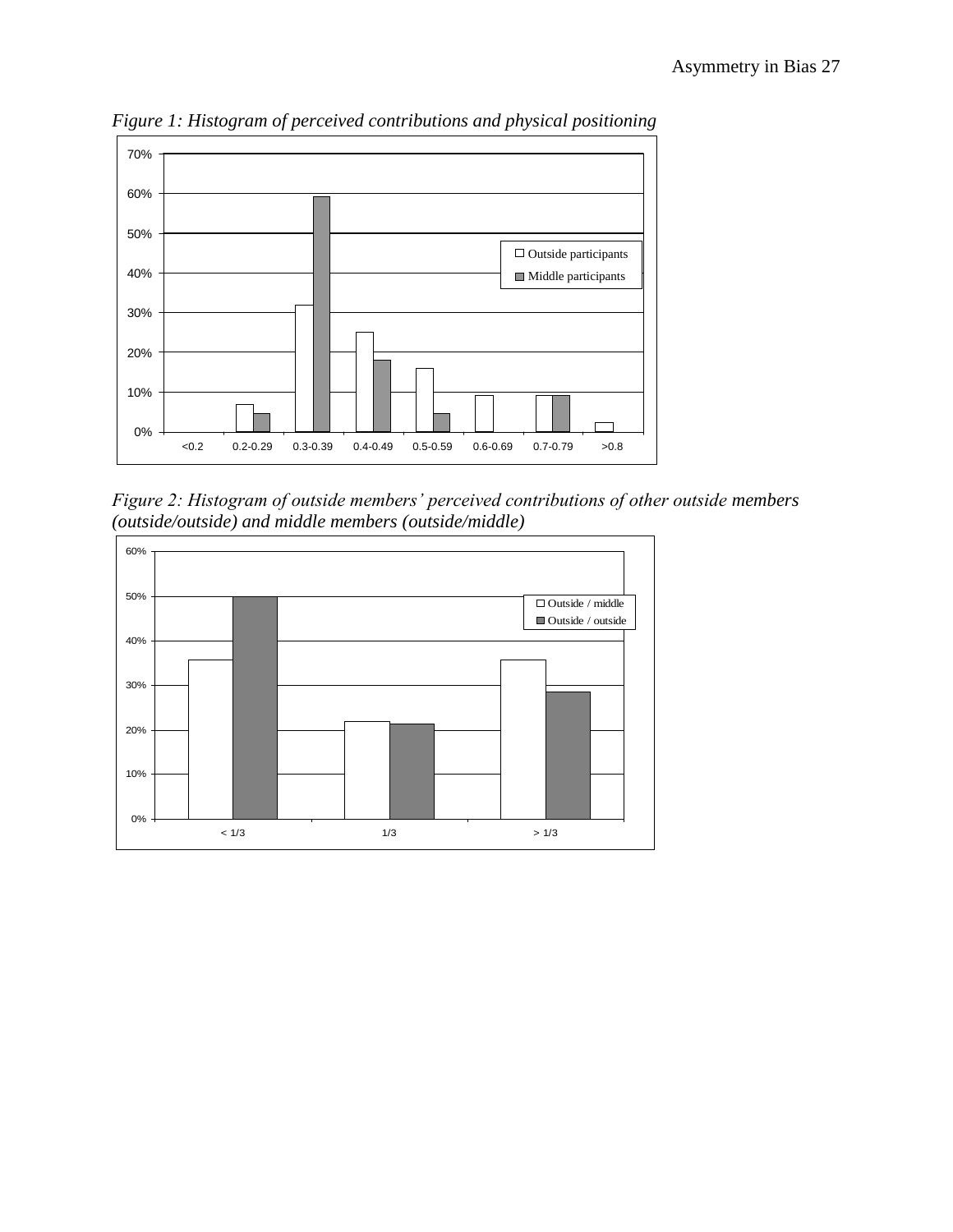*Figure 1: Histogram of perceived contributions and physical positioning*

*Figure 2: Histogram of outside members' perceived contributions of other outside members (outside/outside) and middle members (outside/middle)*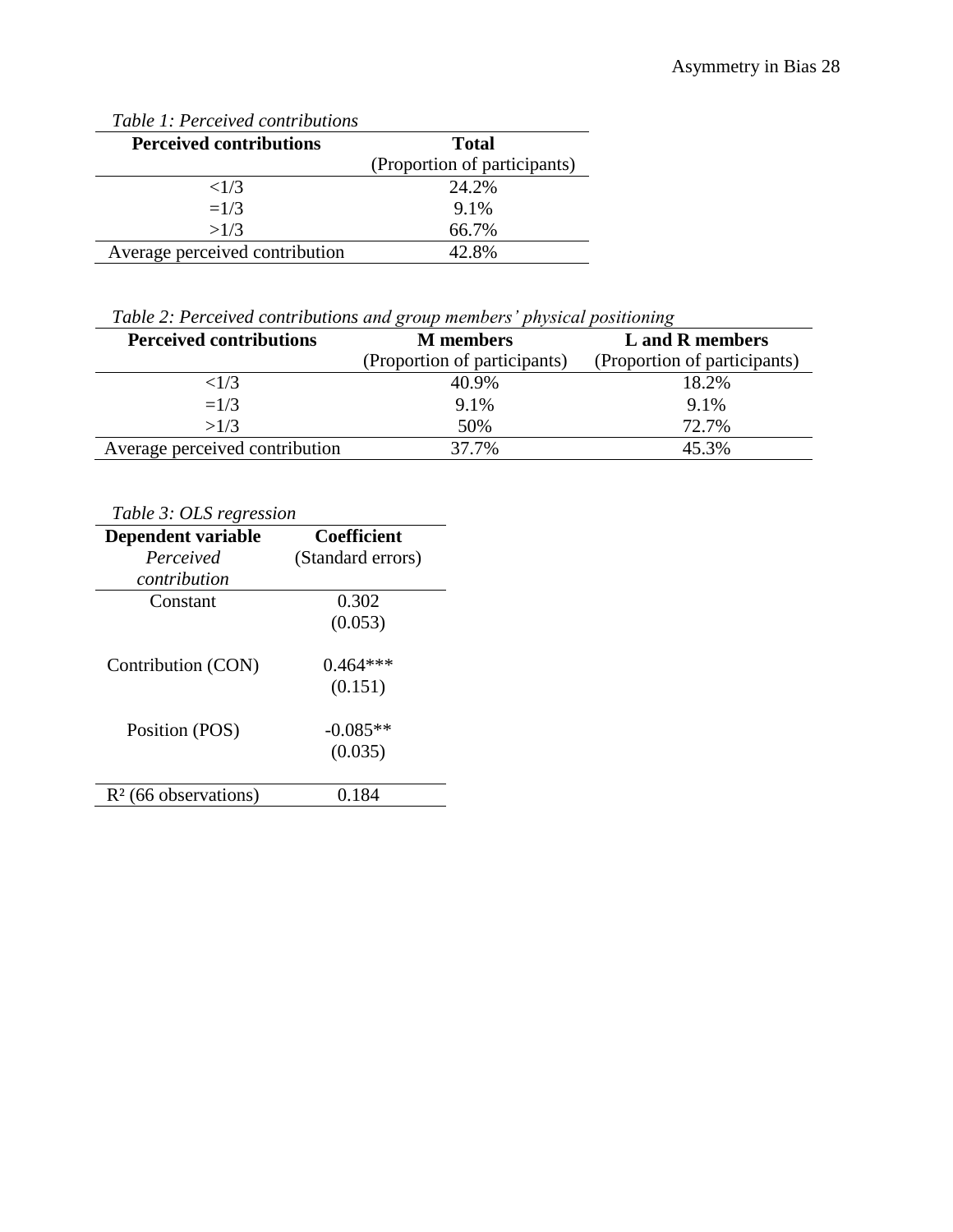*Table 1: Perceived contributions*

| **Perceived contributions** | **Total** (Proportion of participants) |
|---|---|
| <1/3 | 24.2% |
| =1/3 | 9.1% |
| >1/3 | 66.7% |
| Average perceived contribution | 42.8% |

*Table 2: Perceived contributions and group members' physical positioning*

| **Perceived contributions** | **M members** (Proportion of participants) | **L and R members** (Proportion of participants) |
|---|---|---|
| <1/3 | 40.9% | 18.2% |
| =1/3 | 9.1% | 9.1% |
| >1/3 | 50% | 72.7% |
| Average perceived contribution | 37.7% | 45.3% |

*Table 3: OLS regression*

| **Dependent variable** *Perceived contribution* | **Coefficient** (Standard errors) |
|---|---|
| Constant | 0.302 (0.053) |
| Contribution (CON) | 0.464*** (0.151) |
| Position (POS) | -0.085** (0.035) |
| $R^2$ (66 observations) | 0.184 |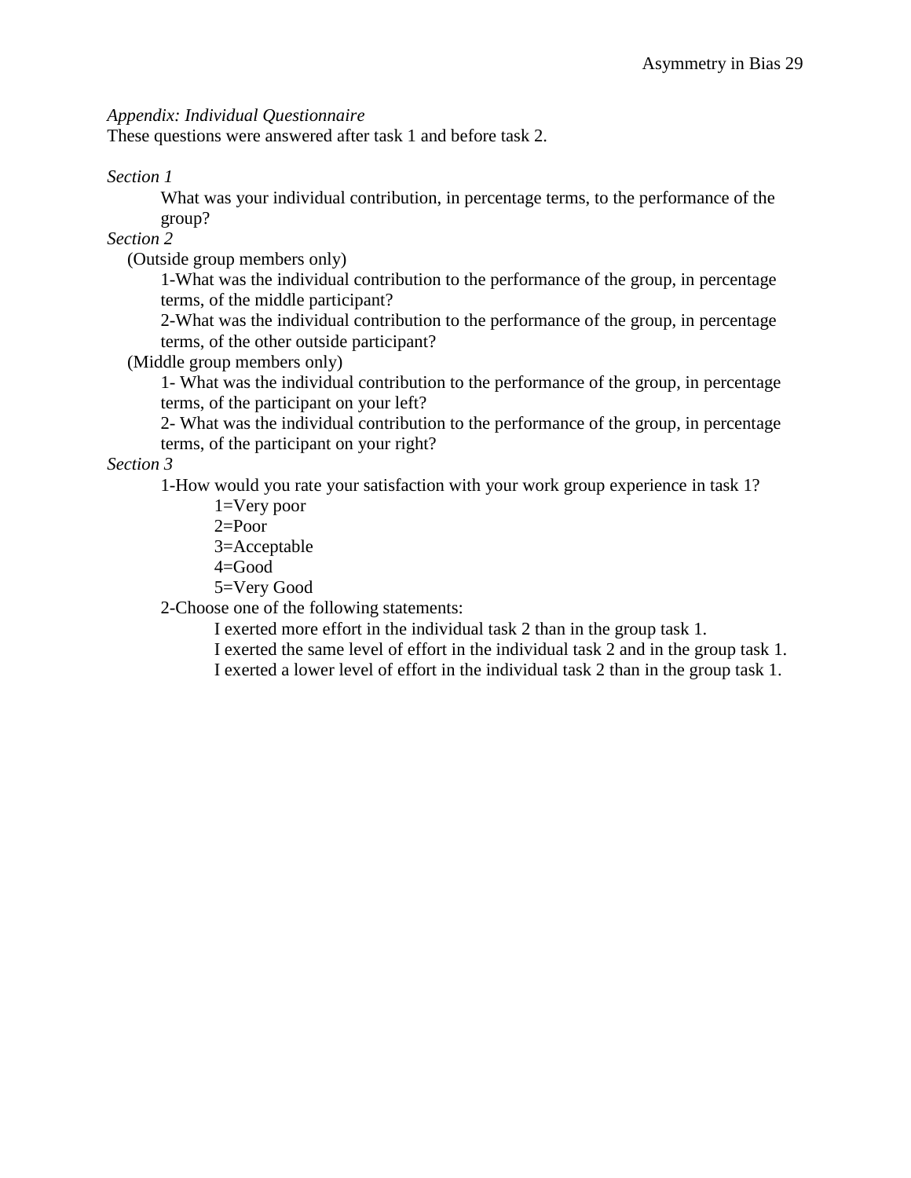*Appendix: Individual Questionnaire*

These questions were answered after task 1 and before task 2.

*Section 1*

What was your individual contribution, in percentage terms, to the performance of the group?

*Section 2*

(Outside group members only)

1-What was the individual contribution to the performance of the group, in percentage terms, of the middle participant?

2-What was the individual contribution to the performance of the group, in percentage terms, of the other outside participant?

(Middle group members only)

1- What was the individual contribution to the performance of the group, in percentage terms, of the participant on your left?

2- What was the individual contribution to the performance of the group, in percentage terms, of the participant on your right?

*Section 3*

1-How would you rate your satisfaction with your work group experience in task 1?

1=Very poor
2=Poor
3=Acceptable
4=Good
5=Very Good

2-Choose one of the following statements:

I exerted more effort in the individual task 2 than in the group task 1.
I exerted the same level of effort in the individual task 2 and in the group task 1.
I exerted a lower level of effort in the individual task 2 than in the group task 1.